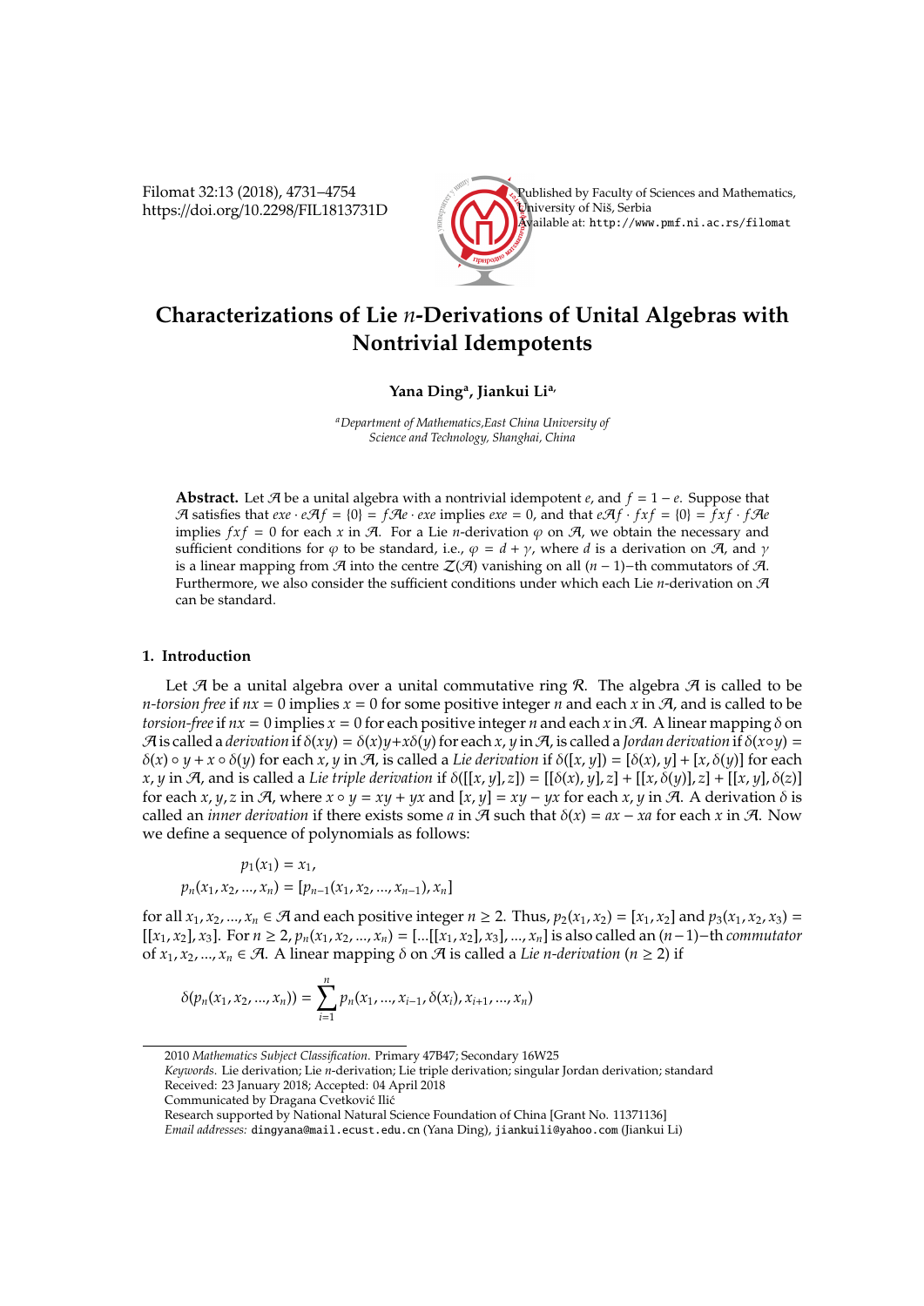# Characterizations of Lie $n$-Derivations of Unital Algebras with Nontrivial Idempotents

**Yana Ding**[a], **Jiankui Li**[a,]

[a]*Department of Mathematics,East China University of Science and Technology, Shanghai, China*

**Abstract.** Let $\mathcal{A}$ be a unital algebra with a nontrivial idempotent $e$, and $f = 1 - e$. Suppose that $\mathcal{A}$ satisfies that $exe \cdot e\mathcal{A}f = \{0\} = f\mathcal{A}e \cdot exe$ implies $exe = 0$, and that $e\mathcal{A}f \cdot fxf = \{0\} = fxf \cdot f\mathcal{A}e$ implies $fxf = 0$ for each $x$ in $\mathcal{A}$. For a Lie $n$-derivation $\varphi$ on $\mathcal{A}$, we obtain the necessary and sufficient conditions for $\varphi$ to be standard, i.e., $\varphi = d + \gamma$, where $d$ is a derivation on $\mathcal{A}$, and $\gamma$ is a linear mapping from $\mathcal{A}$ into the centre $\mathcal{Z}(\mathcal{A})$ vanishing on all $(n-1)-$th commutators of $\mathcal{A}$. Furthermore, we also consider the sufficient conditions under which each Lie $n$-derivation on $\mathcal{A}$ can be standard.

## 1. Introduction

Let $\mathcal{A}$ be a unital algebra over a unital commutative ring $\mathcal{R}$. The algebra $\mathcal{A}$ is called to be *n-torsion free* if $nx = 0$ implies $x = 0$ for some positive integer $n$ and each $x$ in $\mathcal{A}$, and is called to be *torsion-free* if $nx = 0$ implies $x = 0$ for each positive integer $n$ and each $x$ in $\mathcal{A}$. A linear mapping $\delta$ on $\mathcal{A}$ is called a *derivation* if $\delta(xy) = \delta(x)y + x\delta(y)$ for each $x, y$ in $\mathcal{A}$, is called a *Jordan derivation* if $\delta(x \circ y) = \delta(x) \circ y + x \circ \delta(y)$ for each $x, y$ in $\mathcal{A}$, is called a *Lie derivation* if $\delta([x, y]) = [\delta(x), y] + [x, \delta(y)]$ for each $x, y$ in $\mathcal{A}$, and is called a *Lie triple derivation* if $\delta([[x, y], z]) = [[\delta(x), y], z] + [[x, \delta(y)], z] + [[x, y], \delta(z)]$ for each $x, y, z$ in $\mathcal{A}$, where $x \circ y = xy + yx$ and $[x, y] = xy - yx$ for each $x, y$ in $\mathcal{A}$. A derivation $\delta$ is called an *inner derivation* if there exists some $a$ in $\mathcal{A}$ such that $\delta(x) = ax - xa$ for each $x$ in $\mathcal{A}$. Now we define a sequence of polynomials as follows:

$$p_1(x_1) = x_1,$$
$$p_n(x_1, x_2, ..., x_n) = [p_{n-1}(x_1, x_2, ..., x_{n-1}), x_n]$$

for all $x_1, x_2, ..., x_n \in \mathcal{A}$ and each positive integer $n \geq 2$. Thus, $p_2(x_1, x_2) = [x_1, x_2]$ and $p_3(x_1, x_2, x_3) = [[x_1, x_2], x_3]$. For $n \geq 2$, $p_n(x_1, x_2, ..., x_n) = [...[[x_1, x_2], x_3], ..., x_n]$ is also called an $(n-1)-$th *commutator* of $x_1, x_2, ..., x_n \in \mathcal{A}$. A linear mapping $\delta$ on $\mathcal{A}$ is called a *Lie n-derivation* $(n \geq 2)$ if

$$\delta(p_n(x_1, x_2, ..., x_n)) = \sum_{i=1}^{n} p_n(x_1, ..., x_{i-1}, \delta(x_i), x_{i+1}, ..., x_n)$$

---

2010 *Mathematics Subject Classification*. Primary 47B47; Secondary 16W25

*Keywords*. Lie derivation; Lie $n$-derivation; Lie triple derivation; singular Jordan derivation; standard

Received: 23 January 2018; Accepted: 04 April 2018

Communicated by Dragana Cvetković Ilić

Research supported by National Natural Science Foundation of China [Grant No. 11371136]

*Email addresses:* dingyana@mail.ecust.edu.cn (Yana Ding), jiankuili@yahoo.com (Jiankui Li)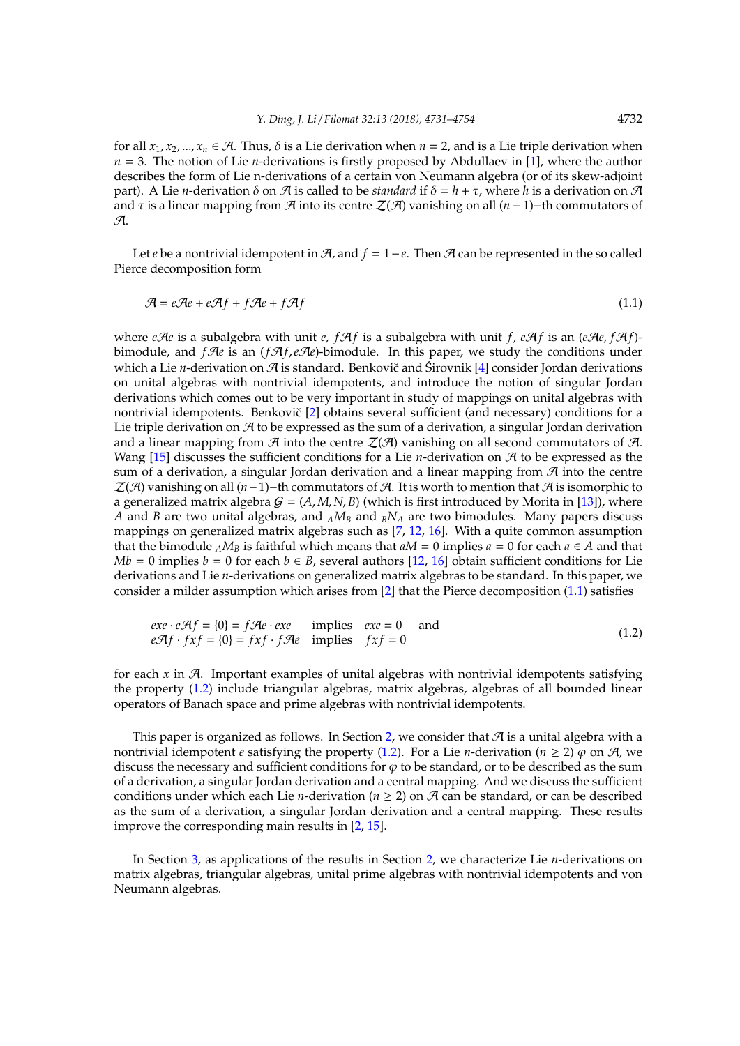for all $x_1, x_2, ..., x_n \in \mathcal{A}$. Thus, $\delta$ is a Lie derivation when $n = 2$, and is a Lie triple derivation when $n = 3$. The notion of Lie $n$-derivations is firstly proposed by Abdullaev in [1], where the author describes the form of Lie n-derivations of a certain von Neumann algebra (or of its skew-adjoint part). A Lie $n$-derivation $\delta$ on $\mathcal{A}$ is called to be *standard* if $\delta = h + \tau$, where $h$ is a derivation on $\mathcal{A}$ and $\tau$ is a linear mapping from $\mathcal{A}$ into its centre $\mathcal{Z}(\mathcal{A})$ vanishing on all $(n-1)$−th commutators of $\mathcal{A}$.

Let $e$ be a nontrivial idempotent in $\mathcal{A}$, and $f = 1 - e$. Then $\mathcal{A}$ can be represented in the so called Pierce decomposition form

$$\mathcal{A} = e\mathcal{A}e + e\mathcal{A}f + f\mathcal{A}e + f\mathcal{A}f \tag{1.1}$$

where $e\mathcal{A}e$ is a subalgebra with unit $e$, $f\mathcal{A}f$ is a subalgebra with unit $f$, $e\mathcal{A}f$ is an $(e\mathcal{A}e, f\mathcal{A}f)$-bimodule, and $f\mathcal{A}e$ is an $(f\mathcal{A}f, e\mathcal{A}e)$-bimodule. In this paper, we study the conditions under which a Lie $n$-derivation on $\mathcal{A}$ is standard. Benkovič and Širovnik [4] consider Jordan derivations on unital algebras with nontrivial idempotents, and introduce the notion of singular Jordan derivations which comes out to be very important in study of mappings on unital algebras with nontrivial idempotents. Benkovič [2] obtains several sufficient (and necessary) conditions for a Lie triple derivation on $\mathcal{A}$ to be expressed as the sum of a derivation, a singular Jordan derivation and a linear mapping from $\mathcal{A}$ into the centre $\mathcal{Z}(\mathcal{A})$ vanishing on all second commutators of $\mathcal{A}$. Wang [15] discusses the sufficient conditions for a Lie $n$-derivation on $\mathcal{A}$ to be expressed as the sum of a derivation, a singular Jordan derivation and a linear mapping from $\mathcal{A}$ into the centre $\mathcal{Z}(\mathcal{A})$ vanishing on all $(n-1)$−th commutators of $\mathcal{A}$. It is worth to mention that $\mathcal{A}$ is isomorphic to a generalized matrix algebra $\mathcal{G} = (A, M, N, B)$ (which is first introduced by Morita in [13]), where $A$ and $B$ are two unital algebras, and ${}_AM_B$ and ${}_BN_A$ are two bimodules. Many papers discuss mappings on generalized matrix algebras such as [7, 12, 16]. With a quite common assumption that the bimodule ${}_AM_B$ is faithful which means that $aM = 0$ implies $a = 0$ for each $a \in A$ and that $Mb = 0$ implies $b = 0$ for each $b \in B$, several authors [12, 16] obtain sufficient conditions for Lie derivations and Lie $n$-derivations on generalized matrix algebras to be standard. In this paper, we consider a milder assumption which arises from [2] that the Pierce decomposition (1.1) satisfies

$$\begin{array}{llll} exe \cdot e\mathcal{A}f = \{0\} = f\mathcal{A}e \cdot exe & \text{implies} & exe = 0 & \text{and} \\ e\mathcal{A}f \cdot fxf = \{0\} = fxf \cdot f\mathcal{A}e & \text{implies} & fxf = 0 & \end{array} \tag{1.2}$$

for each $x$ in $\mathcal{A}$. Important examples of unital algebras with nontrivial idempotents satisfying the property (1.2) include triangular algebras, matrix algebras, algebras of all bounded linear operators of Banach space and prime algebras with nontrivial idempotents.

This paper is organized as follows. In Section 2, we consider that $\mathcal{A}$ is a unital algebra with a nontrivial idempotent $e$ satisfying the property (1.2). For a Lie $n$-derivation $(n \geq 2)$ $\varphi$ on $\mathcal{A}$, we discuss the necessary and sufficient conditions for $\varphi$ to be standard, or to be described as the sum of a derivation, a singular Jordan derivation and a central mapping. And we discuss the sufficient conditions under which each Lie $n$-derivation $(n \geq 2)$ on $\mathcal{A}$ can be standard, or can be described as the sum of a derivation, a singular Jordan derivation and a central mapping. These results improve the corresponding main results in [2, 15].

In Section 3, as applications of the results in Section 2, we characterize Lie $n$-derivations on matrix algebras, triangular algebras, unital prime algebras with nontrivial idempotents and von Neumann algebras.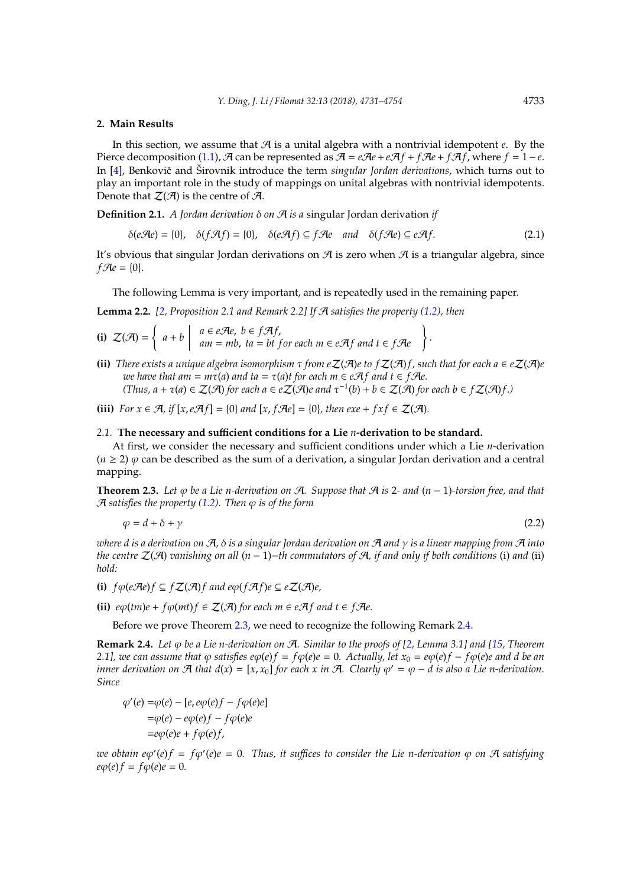## 2. Main Results

In this section, we assume that $\mathcal{A}$ is a unital algebra with a nontrivial idempotent $e$. By the Pierce decomposition (1.1), $\mathcal{A}$ can be represented as $\mathcal{A} = e\mathcal{A}e + e\mathcal{A}f + f\mathcal{A}e + f\mathcal{A}f$, where $f = 1 - e$. In [4], Benkovič and Širovnik introduce the term *singular Jordan derivations*, which turns out to play an important role in the study of mappings on unital algebras with nontrivial idempotents. Denote that $\mathcal{Z}(\mathcal{A})$ is the centre of $\mathcal{A}$.

**Definition 2.1.** *A Jordan derivation $\delta$ on $\mathcal{A}$ is a* singular Jordan derivation *if*

$$\delta(e\mathcal{A}e) = \{0\}, \quad \delta(f\mathcal{A}f) = \{0\}, \quad \delta(e\mathcal{A}f) \subseteq f\mathcal{A}e \quad \text{and} \quad \delta(f\mathcal{A}e) \subseteq e\mathcal{A}f. \tag{2.1}$$

It's obvious that singular Jordan derivations on $\mathcal{A}$ is zero when $\mathcal{A}$ is a triangular algebra, since $f\mathcal{A}e = \{0\}$.

The following Lemma is very important, and is repeatedly used in the remaining paper.

**Lemma 2.2.** *[2, Proposition 2.1 and Remark 2.2] If $\mathcal{A}$ satisfies the property (1.2), then*

**(i)** $\mathcal{Z}(\mathcal{A}) = \left\{ a + b \;\middle|\; \begin{array}{l} a \in e\mathcal{A}e,\ b \in f\mathcal{A}f, \\ am = mb,\ ta = bt \text{ for each } m \in e\mathcal{A}f \text{ and } t \in f\mathcal{A}e \end{array} \right\}.$

**(ii)** *There exists a unique algebra isomorphism $\tau$ from $e\mathcal{Z}(\mathcal{A})e$ to $f\mathcal{Z}(\mathcal{A})f$, such that for each $a \in e\mathcal{Z}(\mathcal{A})e$ we have that $am = m\tau(a)$ and $ta = \tau(a)t$ for each $m \in e\mathcal{A}f$ and $t \in f\mathcal{A}e$.*
*(Thus, $a + \tau(a) \in \mathcal{Z}(\mathcal{A})$ for each $a \in e\mathcal{Z}(\mathcal{A})e$ and $\tau^{-1}(b) + b \in \mathcal{Z}(\mathcal{A})$ for each $b \in f\mathcal{Z}(\mathcal{A})f$.)*

**(iii)** *For $x \in \mathcal{A}$, if $[x, e\mathcal{A}f] = \{0\}$ and $[x, f\mathcal{A}e] = \{0\}$, then $exe + fxf \in \mathcal{Z}(\mathcal{A})$.*

### 2.1. The necessary and sufficient conditions for a Lie $n$-derivation to be standard.

At first, we consider the necessary and sufficient conditions under which a Lie $n$-derivation $(n \geq 2)$ $\varphi$ can be described as the sum of a derivation, a singular Jordan derivation and a central mapping.

**Theorem 2.3.** *Let $\varphi$ be a Lie $n$-derivation on $\mathcal{A}$. Suppose that $\mathcal{A}$ is 2- and $(n-1)$-torsion free, and that $\mathcal{A}$ satisfies the property (1.2). Then $\varphi$ is of the form*

$$\varphi = d + \delta + \gamma \tag{2.2}$$

*where $d$ is a derivation on $\mathcal{A}$, $\delta$ is a singular Jordan derivation on $\mathcal{A}$ and $\gamma$ is a linear mapping from $\mathcal{A}$ into the centre $\mathcal{Z}(\mathcal{A})$ vanishing on all $(n-1)$–th commutators of $\mathcal{A}$, if and only if both conditions* (i) *and* (ii) *hold:*

**(i)** $f\varphi(e\mathcal{A}e)f \subseteq f\mathcal{Z}(\mathcal{A})f$ *and* $e\varphi(f\mathcal{A}f)e \subseteq e\mathcal{Z}(\mathcal{A})e$,

**(ii)** $e\varphi(tm)e + f\varphi(mt)f \in \mathcal{Z}(\mathcal{A})$ *for each* $m \in e\mathcal{A}f$ *and* $t \in f\mathcal{A}e$.

Before we prove Theorem 2.3, we need to recognize the following Remark 2.4.

**Remark 2.4.** *Let $\varphi$ be a Lie $n$-derivation on $\mathcal{A}$. Similar to the proofs of [2, Lemma 3.1] and [15, Theorem 2.1], we can assume that $\varphi$ satisfies $e\varphi(e)f = f\varphi(e)e = 0$. Actually, let $x_0 = e\varphi(e)f - f\varphi(e)e$ and $d$ be an inner derivation on $\mathcal{A}$ that $d(x) = [x, x_0]$ for each $x$ in $\mathcal{A}$. Clearly $\varphi' = \varphi - d$ is also a Lie $n$-derivation. Since*

$$\begin{aligned}
\varphi'(e) &= \varphi(e) - [e, e\varphi(e)f - f\varphi(e)e] \\
&= \varphi(e) - e\varphi(e)f - f\varphi(e)e \\
&= e\varphi(e)e + f\varphi(e)f,
\end{aligned}$$

*we obtain $e\varphi'(e)f = f\varphi'(e)e = 0$. Thus, it suffices to consider the Lie $n$-derivation $\varphi$ on $\mathcal{A}$ satisfying $e\varphi(e)f = f\varphi(e)e = 0$.*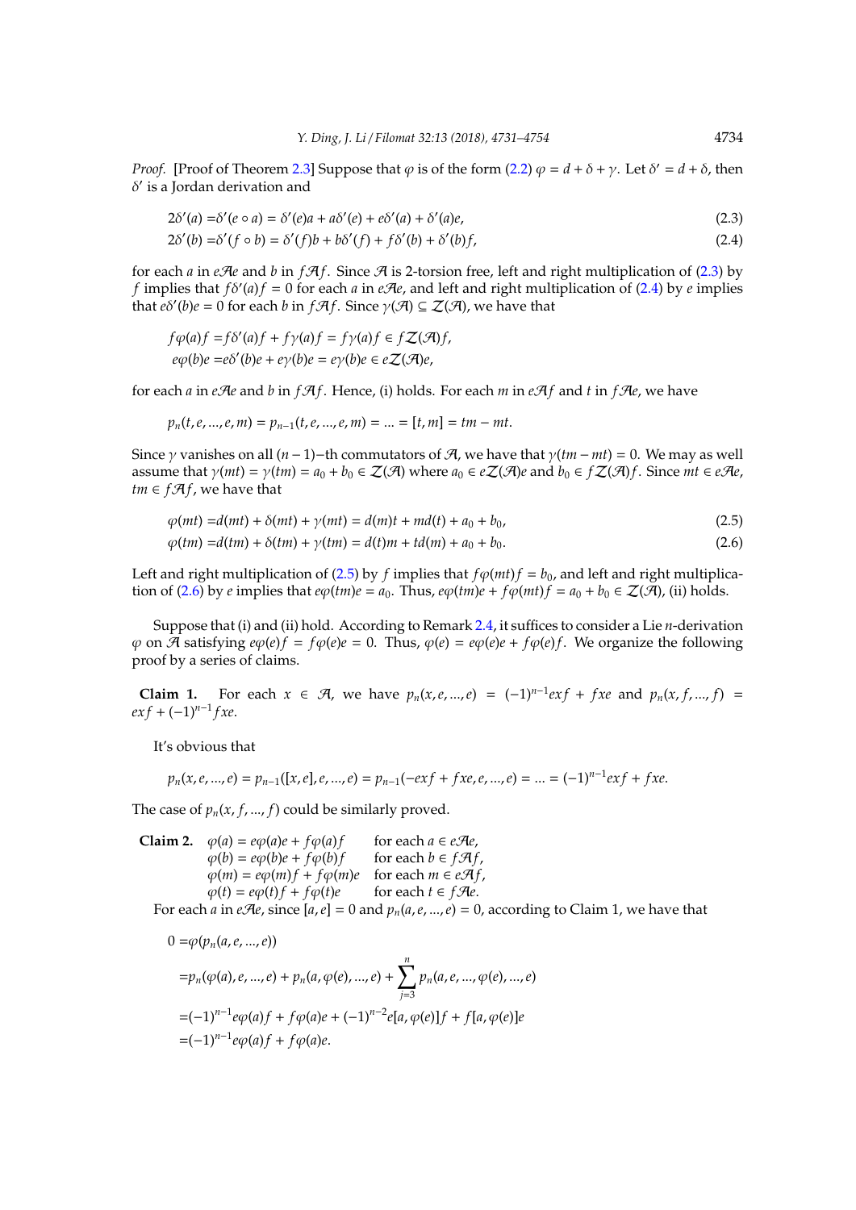*Proof.* [Proof of Theorem 2.3] Suppose that $\varphi$ is of the form (2.2) $\varphi = d + \delta + \gamma$. Let $\delta' = d + \delta$, then $\delta'$ is a Jordan derivation and

$$2\delta'(a) = \delta'(e \circ a) = \delta'(e)a + a\delta'(e) + e\delta'(a) + \delta'(a)e, \tag{2.3}$$

$$2\delta'(b) = \delta'(f \circ b) = \delta'(f)b + b\delta'(f) + f\delta'(b) + \delta'(b)f, \tag{2.4}$$

for each $a$ in $e\mathcal{A}e$ and $b$ in $f\mathcal{A}f$. Since $\mathcal{A}$ is 2-torsion free, left and right multiplication of (2.3) by $f$ implies that $f\delta'(a)f = 0$ for each $a$ in $e\mathcal{A}e$, and left and right multiplication of (2.4) by $e$ implies that $e\delta'(b)e = 0$ for each $b$ in $f\mathcal{A}f$. Since $\gamma(\mathcal{A}) \subseteq \mathcal{Z}(\mathcal{A})$, we have that

$$f\varphi(a)f = f\delta'(a)f + f\gamma(a)f = f\gamma(a)f \in f\mathcal{Z}(\mathcal{A})f,$$

$$e\varphi(b)e = e\delta'(b)e + e\gamma(b)e = e\gamma(b)e \in e\mathcal{Z}(\mathcal{A})e,$$

for each $a$ in $e\mathcal{A}e$ and $b$ in $f\mathcal{A}f$. Hence, (i) holds. For each $m$ in $e\mathcal{A}f$ and $t$ in $f\mathcal{A}e$, we have

$$p_n(t, e, ..., e, m) = p_{n-1}(t, e, ..., e, m) = ... = [t, m] = tm - mt.$$

Since $\gamma$ vanishes on all $(n-1)-$th commutators of $\mathcal{A}$, we have that $\gamma(tm - mt) = 0$. We may as well assume that $\gamma(mt) = \gamma(tm) = a_0 + b_0 \in \mathcal{Z}(\mathcal{A})$ where $a_0 \in e\mathcal{Z}(\mathcal{A})e$ and $b_0 \in f\mathcal{Z}(\mathcal{A})f$. Since $mt \in e\mathcal{A}e$, $tm \in f\mathcal{A}f$, we have that

$$\varphi(mt) = d(mt) + \delta(mt) + \gamma(mt) = d(m)t + md(t) + a_0 + b_0, \tag{2.5}$$

$$\varphi(tm) = d(tm) + \delta(tm) + \gamma(tm) = d(t)m + td(m) + a_0 + b_0. \tag{2.6}$$

Left and right multiplication of (2.5) by $f$ implies that $f\varphi(mt)f = b_0$, and left and right multiplication of (2.6) by $e$ implies that $e\varphi(tm)e = a_0$. Thus, $e\varphi(tm)e + f\varphi(mt)f = a_0 + b_0 \in \mathcal{Z}(\mathcal{A})$, (ii) holds.

Suppose that (i) and (ii) hold. According to Remark 2.4, it suffices to consider a Lie $n$-derivation $\varphi$ on $\mathcal{A}$ satisfying $e\varphi(e)f = f\varphi(e)e = 0$. Thus, $\varphi(e) = e\varphi(e)e + f\varphi(e)f$. We organize the following proof by a series of claims.

**Claim 1.** For each $x \in \mathcal{A}$, we have $p_n(x, e, ..., e) = (-1)^{n-1}exf + fxe$ and $p_n(x, f, ..., f) = exf + (-1)^{n-1}fxe$.

It's obvious that

$$p_n(x, e, ..., e) = p_{n-1}([x, e], e, ..., e) = p_{n-1}(-exf + fxe, e, ..., e) = ... = (-1)^{n-1}exf + fxe.$$

The case of $p_n(x, f, ..., f)$ could be similarly proved.

**Claim 2.**
$\varphi(a) = e\varphi(a)e + f\varphi(a)f$ for each $a \in e\mathcal{A}e$,
$\varphi(b) = e\varphi(b)e + f\varphi(b)f$ for each $b \in f\mathcal{A}f$,
$\varphi(m) = e\varphi(m)f + f\varphi(m)e$ for each $m \in e\mathcal{A}f$,
$\varphi(t) = e\varphi(t)f + f\varphi(t)e$ for each $t \in f\mathcal{A}e$.

For each $a$ in $e\mathcal{A}e$, since $[a, e] = 0$ and $p_n(a, e, ..., e) = 0$, according to Claim 1, we have that

$$\begin{aligned}
0 &= \varphi(p_n(a, e, ..., e)) \\
&= p_n(\varphi(a), e, ..., e) + p_n(a, \varphi(e), ..., e) + \sum_{j=3}^{n} p_n(a, e, ..., \varphi(e), ..., e) \\
&= (-1)^{n-1}e\varphi(a)f + f\varphi(a)e + (-1)^{n-2}e[a, \varphi(e)]f + f[a, \varphi(e)]e \\
&= (-1)^{n-1}e\varphi(a)f + f\varphi(a)e.
\end{aligned}$$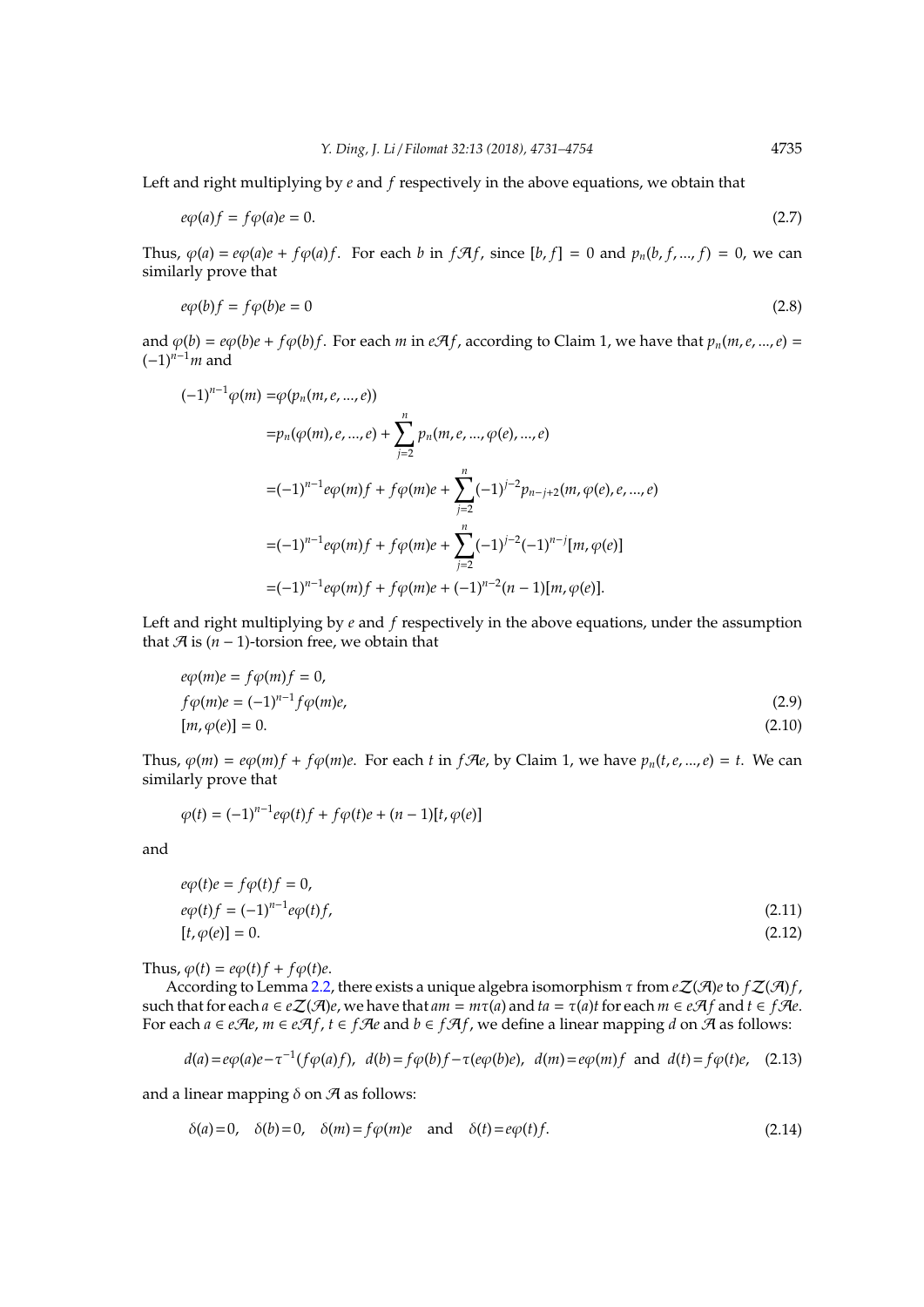Left and right multiplying by $e$ and $f$ respectively in the above equations, we obtain that

$$e\varphi(a)f = f\varphi(a)e = 0. \tag{2.7}$$

Thus, $\varphi(a) = e\varphi(a)e + f\varphi(a)f$. For each $b$ in $f\mathcal{A}f$, since $[b, f] = 0$ and $p_n(b, f, ..., f) = 0$, we can similarly prove that

$$e\varphi(b)f = f\varphi(b)e = 0 \tag{2.8}$$

and $\varphi(b) = e\varphi(b)e + f\varphi(b)f$. For each $m$ in $e\mathcal{A}f$, according to Claim 1, we have that $p_n(m, e, ..., e) = (-1)^{n-1}m$ and

$$\begin{aligned}
(-1)^{n-1}\varphi(m) =& \varphi(p_n(m, e, ..., e)) \\
=& p_n(\varphi(m), e, ..., e) + \sum_{j=2}^{n} p_n(m, e, ..., \varphi(e), ..., e) \\
=& (-1)^{n-1}e\varphi(m)f + f\varphi(m)e + \sum_{j=2}^{n}(-1)^{j-2}p_{n-j+2}(m, \varphi(e), e, ..., e) \\
=& (-1)^{n-1}e\varphi(m)f + f\varphi(m)e + \sum_{j=2}^{n}(-1)^{j-2}(-1)^{n-j}[m, \varphi(e)] \\
=& (-1)^{n-1}e\varphi(m)f + f\varphi(m)e + (-1)^{n-2}(n-1)[m, \varphi(e)].
\end{aligned}$$

Left and right multiplying by $e$ and $f$ respectively in the above equations, under the assumption that $\mathcal{A}$ is $(n-1)$-torsion free, we obtain that

$$\begin{aligned}
& e\varphi(m)e = f\varphi(m)f = 0, \\
& f\varphi(m)e = (-1)^{n-1}f\varphi(m)e, \qquad (2.9) \\
& [m, \varphi(e)] = 0. \qquad (2.10)
\end{aligned}$$

Thus, $\varphi(m) = e\varphi(m)f + f\varphi(m)e$. For each $t$ in $f\mathcal{A}e$, by Claim 1, we have $p_n(t, e, ..., e) = t$. We can similarly prove that

$$\varphi(t) = (-1)^{n-1}e\varphi(t)f + f\varphi(t)e + (n-1)[t, \varphi(e)]$$

and

$$\begin{aligned}
& e\varphi(t)e = f\varphi(t)f = 0, \\
& e\varphi(t)f = (-1)^{n-1}e\varphi(t)f, \qquad (2.11) \\
& [t, \varphi(e)] = 0. \qquad (2.12)
\end{aligned}$$

Thus, $\varphi(t) = e\varphi(t)f + f\varphi(t)e$.

According to Lemma 2.2, there exists a unique algebra isomorphism $\tau$ from $e\mathcal{Z}(\mathcal{A})e$ to $f\mathcal{Z}(\mathcal{A})f$, such that for each $a \in e\mathcal{Z}(\mathcal{A})e$, we have that $am = m\tau(a)$ and $ta = \tau(a)t$ for each $m \in e\mathcal{A}f$ and $t \in f\mathcal{A}e$. For each $a \in e\mathcal{A}e$, $m \in e\mathcal{A}f$, $t \in f\mathcal{A}e$ and $b \in f\mathcal{A}f$, we define a linear mapping $d$ on $\mathcal{A}$ as follows:

$$d(a) = e\varphi(a)e - \tau^{-1}(f\varphi(a)f), \;\; d(b) = f\varphi(b)f - \tau(e\varphi(b)e), \;\; d(m) = e\varphi(m)f \;\text{ and }\; d(t) = f\varphi(t)e, \tag{2.13}$$

and a linear mapping $\delta$ on $\mathcal{A}$ as follows:

$$\delta(a) = 0, \quad \delta(b) = 0, \quad \delta(m) = f\varphi(m)e \quad \text{and} \quad \delta(t) = e\varphi(t)f. \tag{2.14}$$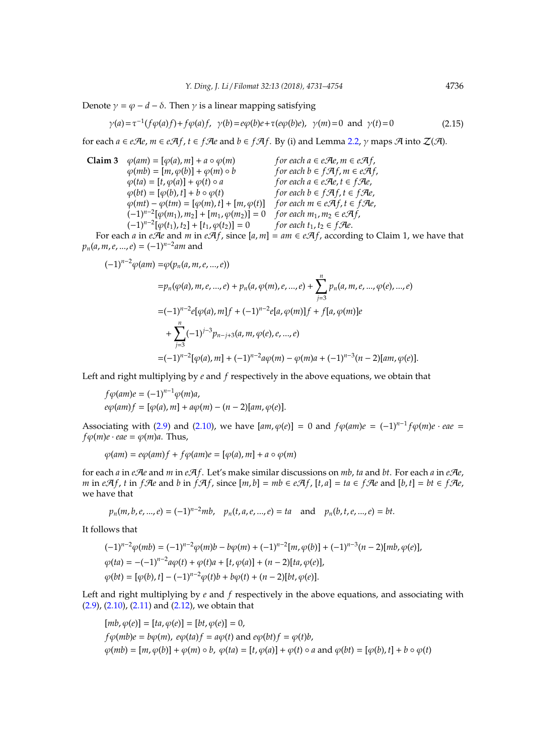Denote $\gamma = \varphi - d - \delta$. Then $\gamma$ is a linear mapping satisfying

$$\gamma(a)=\tau^{-1}(f\varphi(a)f)+f\varphi(a)f,\quad \gamma(b)=e\varphi(b)e+\tau(e\varphi(b)e),\quad \gamma(m)=0 \quad\text{and}\quad \gamma(t)=0 \tag{2.15}$$

for each $a \in e\mathcal{A}e$, $m \in e\mathcal{A}f$, $t \in f\mathcal{A}e$ and $b \in f\mathcal{A}f$. By (i) and Lemma 2.2, $\gamma$ maps $\mathcal{A}$ into $\mathcal{Z}(\mathcal{A})$.

**Claim 3** 
$$\begin{array}{ll}
\varphi(am) = [\varphi(a), m] + a \circ \varphi(m) & \textit{for each } a \in e\mathcal{A}e, m \in e\mathcal{A}f,\\
\varphi(mb) = [m, \varphi(b)] + \varphi(m) \circ b & \textit{for each } b \in f\mathcal{A}f, m \in e\mathcal{A}f,\\
\varphi(ta) = [t, \varphi(a)] + \varphi(t) \circ a & \textit{for each } a \in e\mathcal{A}e, t \in f\mathcal{A}e,\\
\varphi(bt) = [\varphi(b), t] + b \circ \varphi(t) & \textit{for each } b \in f\mathcal{A}f, t \in f\mathcal{A}e,\\
\varphi(mt) - \varphi(tm) = [\varphi(m), t] + [m, \varphi(t)] & \textit{for each } m \in e\mathcal{A}f, t \in f\mathcal{A}e,\\
(-1)^{n-2}[\varphi(m_1), m_2] + [m_1, \varphi(m_2)] = 0 & \textit{for each } m_1, m_2 \in e\mathcal{A}f,\\
(-1)^{n-2}[\varphi(t_1), t_2] + [t_1, \varphi(t_2)] = 0 & \textit{for each } t_1, t_2 \in f\mathcal{A}e.
\end{array}$$

For each $a$ in $e\mathcal{A}e$ and $m$ in $e\mathcal{A}f$, since $[a, m] = am \in e\mathcal{A}f$, according to Claim 1, we have that $p_n(a, m, e, ..., e) = (-1)^{n-2}am$ and

$$\begin{aligned}
(-1)^{n-2}\varphi(am) =&\varphi(p_n(a, m, e, ..., e))\\
=&p_n(\varphi(a), m, e, ..., e) + p_n(a, \varphi(m), e, ..., e) + \sum_{j=3}^{n} p_n(a, m, e, ..., \varphi(e), ..., e)\\
=&(-1)^{n-2}e[\varphi(a), m]f + (-1)^{n-2}e[a, \varphi(m)]f + f[a, \varphi(m)]e\\
&+ \sum_{j=3}^{n}(-1)^{j-3}p_{n-j+3}(a, m, \varphi(e), e, ..., e)\\
=&(-1)^{n-2}[\varphi(a), m] + (-1)^{n-2}a\varphi(m) - \varphi(m)a + (-1)^{n-3}(n-2)[am, \varphi(e)].
\end{aligned}$$

Left and right multiplying by $e$ and $f$ respectively in the above equations, we obtain that

$$\begin{aligned}
&f\varphi(am)e = (-1)^{n-1}\varphi(m)a,\\
&e\varphi(am)f = [\varphi(a), m] + a\varphi(m) - (n-2)[am, \varphi(e)].
\end{aligned}$$

Associating with (2.9) and (2.10), we have $[am, \varphi(e)] = 0$ and $f\varphi(am)e = (-1)^{n-1}f\varphi(m)e \cdot eae = f\varphi(m)e \cdot eae = \varphi(m)a$. Thus,

$$\varphi(am) = e\varphi(am)f + f\varphi(am)e = [\varphi(a), m] + a \circ \varphi(m)$$

for each $a$ in $e\mathcal{A}e$ and $m$ in $e\mathcal{A}f$. Let's make similar discussions on $mb$, $ta$ and $bt$. For each $a$ in $e\mathcal{A}e$, $m$ in $e\mathcal{A}f$, $t$ in $f\mathcal{A}e$ and $b$ in $f\mathcal{A}f$, since $[m, b] = mb \in e\mathcal{A}f$, $[t, a] = ta \in f\mathcal{A}e$ and $[b, t] = bt \in f\mathcal{A}e$, we have that

$$p_n(m, b, e, ..., e) = (-1)^{n-2}mb, \quad p_n(t, a, e, ..., e) = ta \quad \text{and} \quad p_n(b, t, e, ..., e) = bt.$$

It follows that

$$\begin{aligned}
&(-1)^{n-2}\varphi(mb) = (-1)^{n-2}\varphi(m)b - b\varphi(m) + (-1)^{n-2}[m, \varphi(b)] + (-1)^{n-3}(n-2)[mb, \varphi(e)],\\
&\varphi(ta) = -(-1)^{n-2}a\varphi(t) + \varphi(t)a + [t, \varphi(a)] + (n-2)[ta, \varphi(e)],\\
&\varphi(bt) = [\varphi(b), t] - (-1)^{n-2}\varphi(t)b + b\varphi(t) + (n-2)[bt, \varphi(e)].
\end{aligned}$$

Left and right multiplying by $e$ and $f$ respectively in the above equations, and associating with (2.9), (2.10), (2.11) and (2.12), we obtain that

$$\begin{aligned}
&[mb, \varphi(e)] = [ta, \varphi(e)] = [bt, \varphi(e)] = 0,\\
&f\varphi(mb)e = b\varphi(m),\ e\varphi(ta)f = a\varphi(t) \text{ and } e\varphi(bt)f = \varphi(t)b,\\
&\varphi(mb) = [m, \varphi(b)] + \varphi(m) \circ b,\ \varphi(ta) = [t, \varphi(a)] + \varphi(t) \circ a \text{ and } \varphi(bt) = [\varphi(b), t] + b \circ \varphi(t)
\end{aligned}$$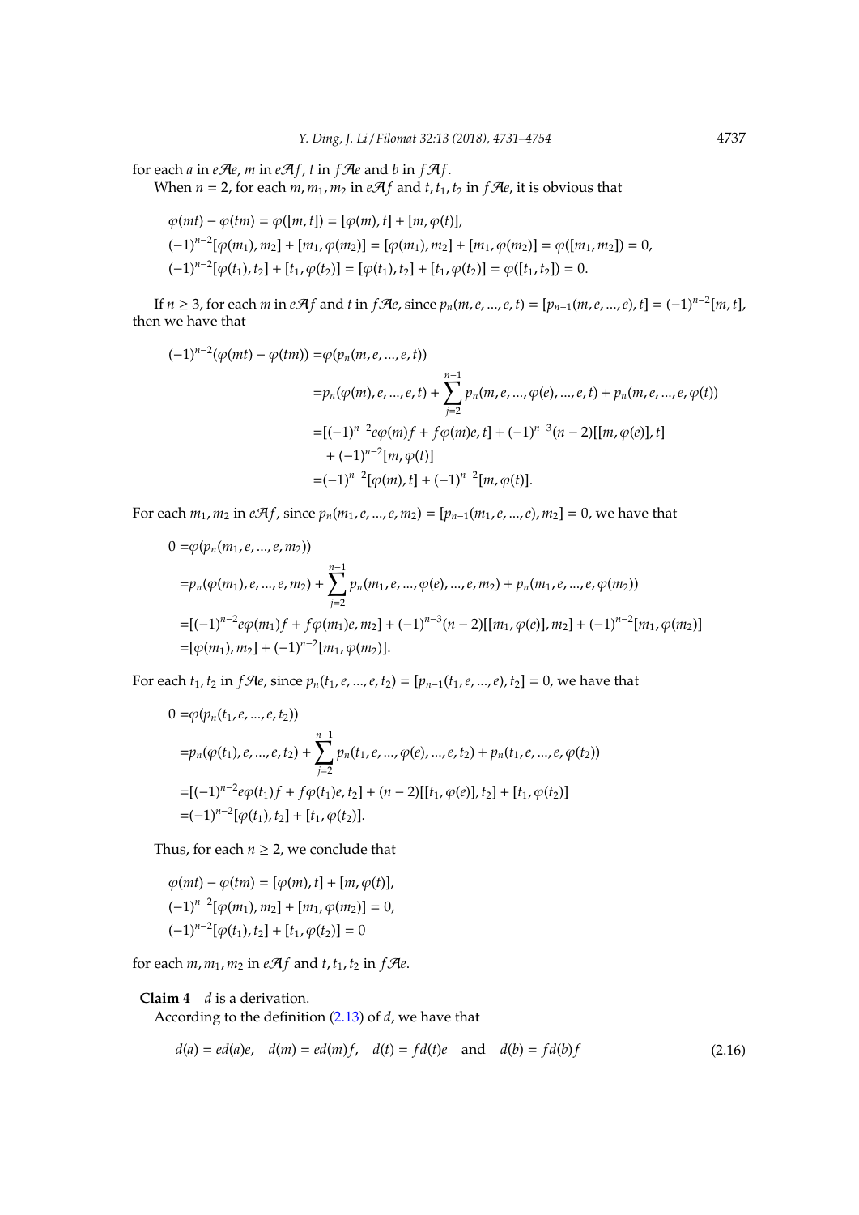for each $a$ in $e\mathcal{A}e$, $m$ in $e\mathcal{A}f$, $t$ in $f\mathcal{A}e$ and $b$ in $f\mathcal{A}f$.

When $n = 2$, for each $m, m_1, m_2$ in $e\mathcal{A}f$ and $t, t_1, t_2$ in $f\mathcal{A}e$, it is obvious that

$$\varphi(mt) - \varphi(tm) = \varphi([m,t]) = [\varphi(m), t] + [m, \varphi(t)],$$
$$(-1)^{n-2}[\varphi(m_1), m_2] + [m_1, \varphi(m_2)] = [\varphi(m_1), m_2] + [m_1, \varphi(m_2)] = \varphi([m_1, m_2]) = 0,$$
$$(-1)^{n-2}[\varphi(t_1), t_2] + [t_1, \varphi(t_2)] = [\varphi(t_1), t_2] + [t_1, \varphi(t_2)] = \varphi([t_1, t_2]) = 0.$$

If $n \geq 3$, for each $m$ in $e\mathcal{A}f$ and $t$ in $f\mathcal{A}e$, since $p_n(m, e, ..., e, t) = [p_{n-1}(m, e, ..., e), t] = (-1)^{n-2}[m, t]$, then we have that

$$\begin{aligned}(-1)^{n-2}(\varphi(mt) - \varphi(tm)) =& \varphi(p_n(m, e, ..., e, t)) \\ =& p_n(\varphi(m), e, ..., e, t) + \sum_{j=2}^{n-1} p_n(m, e, ..., \varphi(e), ..., e, t) + p_n(m, e, ..., e, \varphi(t)) \\ =& [(-1)^{n-2}e\varphi(m)f + f\varphi(m)e, t] + (-1)^{n-3}(n-2)[[m, \varphi(e)], t] \\ &+ (-1)^{n-2}[m, \varphi(t)] \\ =& (-1)^{n-2}[\varphi(m), t] + (-1)^{n-2}[m, \varphi(t)].\end{aligned}$$

For each $m_1, m_2$ in $e\mathcal{A}f$, since $p_n(m_1, e, ..., e, m_2) = [p_{n-1}(m_1, e, ..., e), m_2] = 0$, we have that

$$\begin{aligned}0 =& \varphi(p_n(m_1, e, ..., e, m_2)) \\ =& p_n(\varphi(m_1), e, ..., e, m_2) + \sum_{j=2}^{n-1} p_n(m_1, e, ..., \varphi(e), ..., e, m_2) + p_n(m_1, e, ..., e, \varphi(m_2)) \\ =& [(-1)^{n-2}e\varphi(m_1)f + f\varphi(m_1)e, m_2] + (-1)^{n-3}(n-2)[[m_1, \varphi(e)], m_2] + (-1)^{n-2}[m_1, \varphi(m_2)] \\ =& [\varphi(m_1), m_2] + (-1)^{n-2}[m_1, \varphi(m_2)].\end{aligned}$$

For each $t_1, t_2$ in $f\mathcal{A}e$, since $p_n(t_1, e, ..., e, t_2) = [p_{n-1}(t_1, e, ..., e), t_2] = 0$, we have that

$$\begin{aligned}0 =& \varphi(p_n(t_1, e, ..., e, t_2)) \\ =& p_n(\varphi(t_1), e, ..., e, t_2) + \sum_{j=2}^{n-1} p_n(t_1, e, ..., \varphi(e), ..., e, t_2) + p_n(t_1, e, ..., e, \varphi(t_2)) \\ =& [(-1)^{n-2}e\varphi(t_1)f + f\varphi(t_1)e, t_2] + (n-2)[[t_1, \varphi(e)], t_2] + [t_1, \varphi(t_2)] \\ =& (-1)^{n-2}[\varphi(t_1), t_2] + [t_1, \varphi(t_2)].\end{aligned}$$

Thus, for each $n \geq 2$, we conclude that

$$\varphi(mt) - \varphi(tm) = [\varphi(m), t] + [m, \varphi(t)],$$
$$(-1)^{n-2}[\varphi(m_1), m_2] + [m_1, \varphi(m_2)] = 0,$$
$$(-1)^{n-2}[\varphi(t_1), t_2] + [t_1, \varphi(t_2)] = 0$$

for each $m, m_1, m_2$ in $e\mathcal{A}f$ and $t, t_1, t_2$ in $f\mathcal{A}e$.

**Claim 4** $d$ is a derivation.

According to the definition (2.13) of $d$, we have that

$$d(a) = ed(a)e, \quad d(m) = ed(m)f, \quad d(t) = fd(t)e \quad \text{and} \quad d(b) = fd(b)f \tag{2.16}$$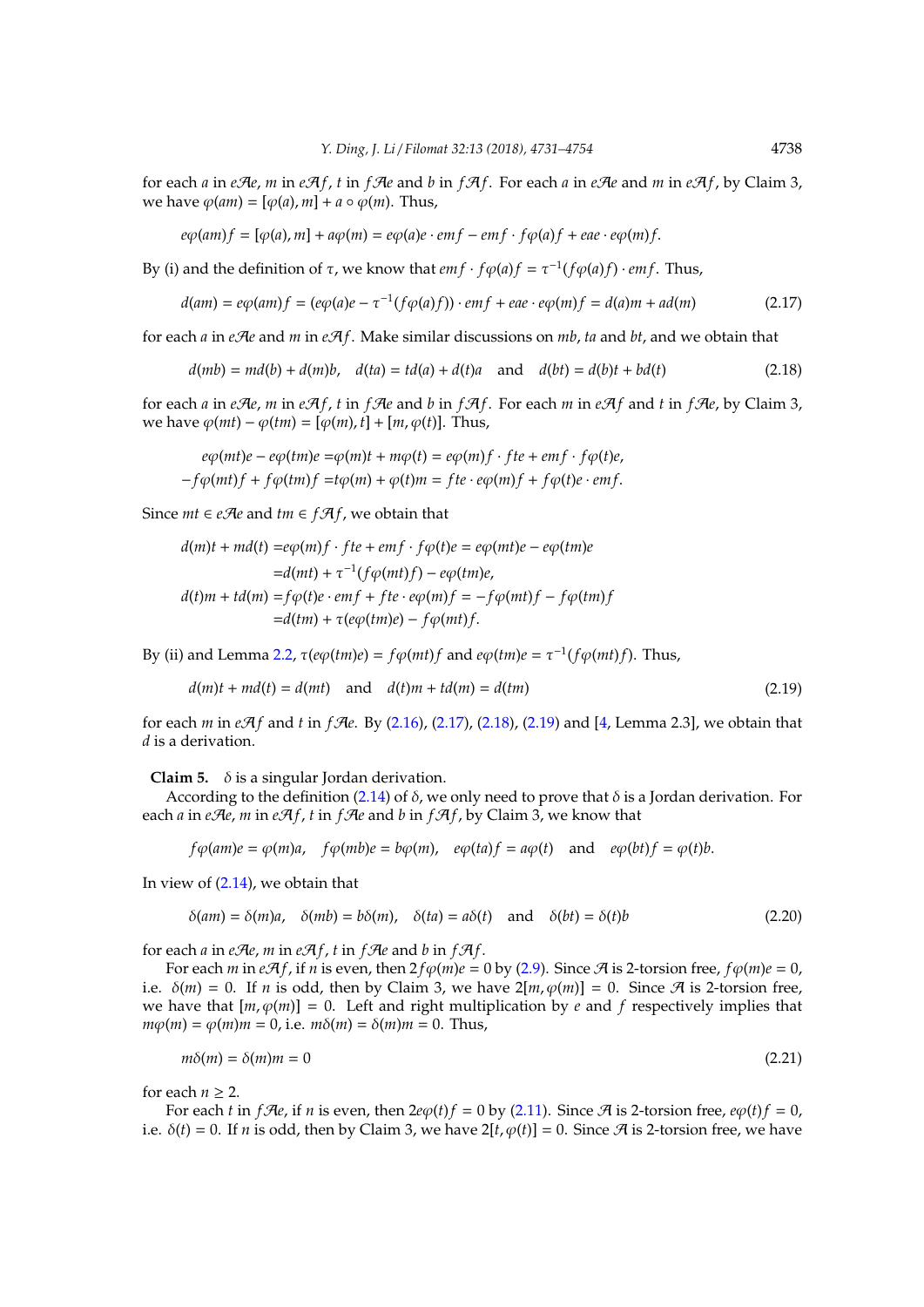for each $a$ in $e\mathcal{A}e$, $m$ in $e\mathcal{A}f$, $t$ in $f\mathcal{A}e$ and $b$ in $f\mathcal{A}f$. For each $a$ in $e\mathcal{A}e$ and $m$ in $e\mathcal{A}f$, by Claim 3, we have $\varphi(am) = [\varphi(a), m] + a \circ \varphi(m)$. Thus,

$$e\varphi(am)f = [\varphi(a), m] + a\varphi(m) = e\varphi(a)e \cdot emf - emf \cdot f\varphi(a)f + eae \cdot e\varphi(m)f.$$

By (i) and the definition of $\tau$, we know that $emf \cdot f\varphi(a)f = \tau^{-1}(f\varphi(a)f) \cdot emf$. Thus,

$$d(am) = e\varphi(am)f = (e\varphi(a)e - \tau^{-1}(f\varphi(a)f)) \cdot emf + eae \cdot e\varphi(m)f = d(a)m + ad(m) \tag{2.17}$$

for each $a$ in $e\mathcal{A}e$ and $m$ in $e\mathcal{A}f$. Make similar discussions on $mb$, $ta$ and $bt$, and we obtain that

$$d(mb) = md(b) + d(m)b, \quad d(ta) = td(a) + d(t)a \quad \text{and} \quad d(bt) = d(b)t + bd(t) \tag{2.18}$$

for each $a$ in $e\mathcal{A}e$, $m$ in $e\mathcal{A}f$, $t$ in $f\mathcal{A}e$ and $b$ in $f\mathcal{A}f$. For each $m$ in $e\mathcal{A}f$ and $t$ in $f\mathcal{A}e$, by Claim 3, we have $\varphi(mt) - \varphi(tm) = [\varphi(m), t] + [m, \varphi(t)]$. Thus,

$$\begin{aligned}
e\varphi(mt)e - e\varphi(tm)e &= \varphi(m)t + m\varphi(t) = e\varphi(m)f \cdot fte + emf \cdot f\varphi(t)e, \\
-f\varphi(mt)f + f\varphi(tm)f &= t\varphi(m) + \varphi(t)m = fte \cdot e\varphi(m)f + f\varphi(t)e \cdot emf.
\end{aligned}$$

Since $mt \in e\mathcal{A}e$ and $tm \in f\mathcal{A}f$, we obtain that

$$\begin{aligned}
d(m)t + md(t) &= e\varphi(m)f \cdot fte + emf \cdot f\varphi(t)e = e\varphi(mt)e - e\varphi(tm)e \\
&= d(mt) + \tau^{-1}(f\varphi(mt)f) - e\varphi(tm)e, \\
d(t)m + td(m) &= f\varphi(t)e \cdot emf + fte \cdot e\varphi(m)f = -f\varphi(mt)f - f\varphi(tm)f \\
&= d(tm) + \tau(e\varphi(tm)e) - f\varphi(mt)f.
\end{aligned}$$

By (ii) and Lemma 2.2, $\tau(e\varphi(tm)e) = f\varphi(mt)f$ and $e\varphi(tm)e = \tau^{-1}(f\varphi(mt)f)$. Thus,

$$d(m)t + md(t) = d(mt) \quad \text{and} \quad d(t)m + td(m) = d(tm) \tag{2.19}$$

for each $m$ in $e\mathcal{A}f$ and $t$ in $f\mathcal{A}e$. By (2.16), (2.17), (2.18), (2.19) and [4, Lemma 2.3], we obtain that $d$ is a derivation.

**Claim 5.** $\delta$ is a singular Jordan derivation.

According to the definition (2.14) of $\delta$, we only need to prove that $\delta$ is a Jordan derivation. For each $a$ in $e\mathcal{A}e$, $m$ in $e\mathcal{A}f$, $t$ in $f\mathcal{A}e$ and $b$ in $f\mathcal{A}f$, by Claim 3, we know that

$$f\varphi(am)e = \varphi(m)a, \quad f\varphi(mb)e = b\varphi(m), \quad e\varphi(ta)f = a\varphi(t) \quad \text{and} \quad e\varphi(bt)f = \varphi(t)b.$$

In view of (2.14), we obtain that

$$\delta(am) = \delta(m)a, \quad \delta(mb) = b\delta(m), \quad \delta(ta) = a\delta(t) \quad \text{and} \quad \delta(bt) = \delta(t)b \tag{2.20}$$

for each $a$ in $e\mathcal{A}e$, $m$ in $e\mathcal{A}f$, $t$ in $f\mathcal{A}e$ and $b$ in $f\mathcal{A}f$.

For each $m$ in $e\mathcal{A}f$, if $n$ is even, then $2f\varphi(m)e = 0$ by (2.9). Since $\mathcal{A}$ is 2-torsion free, $f\varphi(m)e = 0$, i.e. $\delta(m) = 0$. If $n$ is odd, then by Claim 3, we have $2[m, \varphi(m)] = 0$. Since $\mathcal{A}$ is 2-torsion free, we have that $[m, \varphi(m)] = 0$. Left and right multiplication by $e$ and $f$ respectively implies that $m\varphi(m) = \varphi(m)m = 0$, i.e. $m\delta(m) = \delta(m)m = 0$. Thus,

$$m\delta(m) = \delta(m)m = 0 \tag{2.21}$$

for each $n \geq 2$.

For each $t$ in $f\mathcal{A}e$, if $n$ is even, then $2e\varphi(t)f = 0$ by (2.11). Since $\mathcal{A}$ is 2-torsion free, $e\varphi(t)f = 0$, i.e. $\delta(t) = 0$. If $n$ is odd, then by Claim 3, we have $2[t, \varphi(t)] = 0$. Since $\mathcal{A}$ is 2-torsion free, we have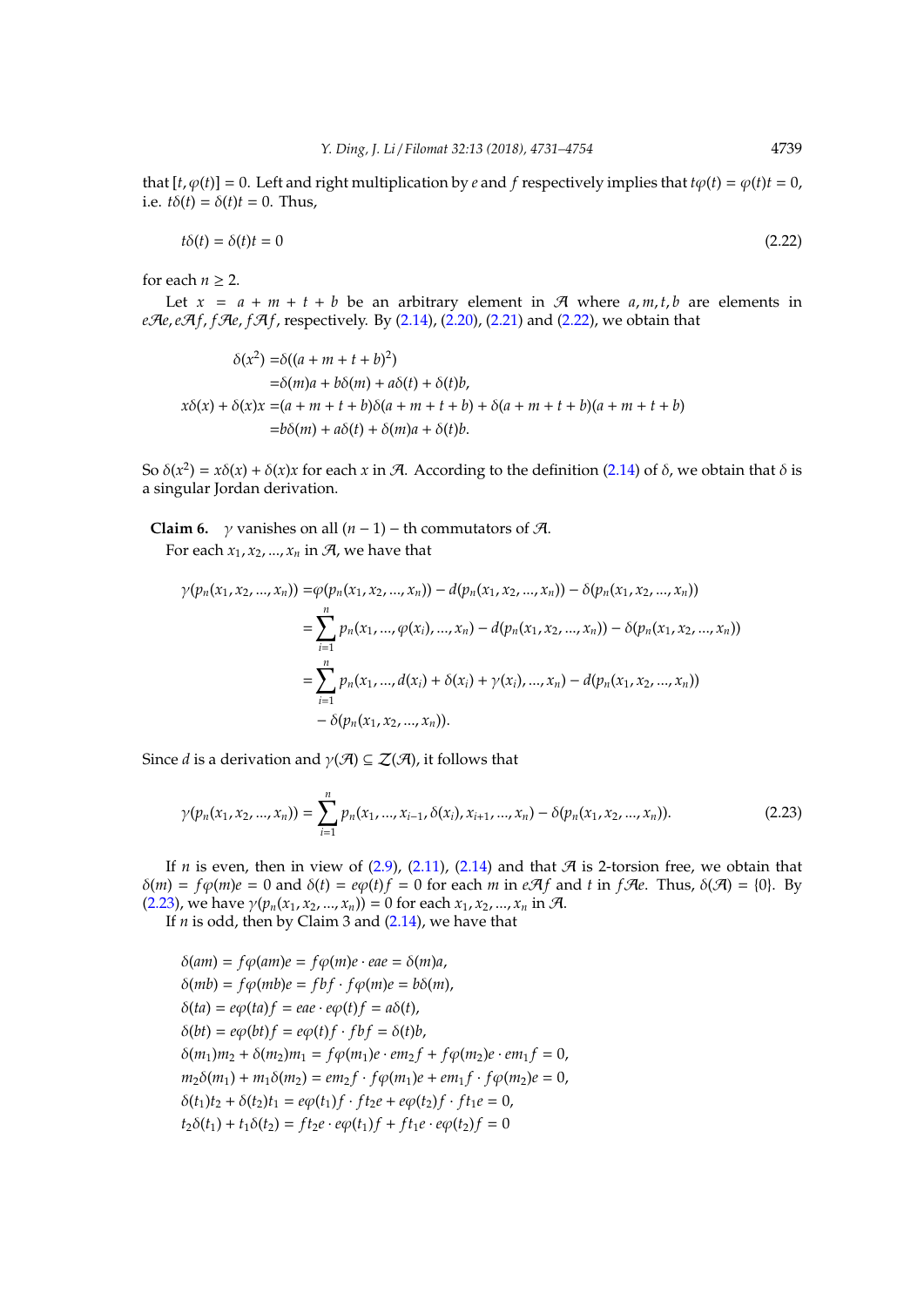that $[t, \varphi(t)] = 0$. Left and right multiplication by $e$ and $f$ respectively implies that $t\varphi(t) = \varphi(t)t = 0$, i.e. $t\delta(t) = \delta(t)t = 0$. Thus,

$$t\delta(t) = \delta(t)t = 0 \tag{2.22}$$

for each $n \geq 2$.

Let $x = a + m + t + b$ be an arbitrary element in $\mathcal{A}$ where $a, m, t, b$ are elements in $e\mathcal{A}e, e\mathcal{A}f, f\mathcal{A}e, f\mathcal{A}f$, respectively. By (2.14), (2.20), (2.21) and (2.22), we obtain that

$$\begin{aligned}
\delta(x^2) =& \delta((a + m + t + b)^2) \\
=& \delta(m)a + b\delta(m) + a\delta(t) + \delta(t)b, \\
x\delta(x) + \delta(x)x =& (a + m + t + b)\delta(a + m + t + b) + \delta(a + m + t + b)(a + m + t + b) \\
=& b\delta(m) + a\delta(t) + \delta(m)a + \delta(t)b.
\end{aligned}$$

So $\delta(x^2) = x\delta(x) + \delta(x)x$ for each $x$ in $\mathcal{A}$. According to the definition (2.14) of $\delta$, we obtain that $\delta$ is a singular Jordan derivation.

**Claim 6.** $\gamma$ vanishes on all $(n-1)$ − th commutators of $\mathcal{A}$.

For each $x_1, x_2, ..., x_n$ in $\mathcal{A}$, we have that

$$\begin{aligned}
\gamma(p_n(x_1, x_2, ..., x_n)) =& \varphi(p_n(x_1, x_2, ..., x_n)) - d(p_n(x_1, x_2, ..., x_n)) - \delta(p_n(x_1, x_2, ..., x_n)) \\
=& \sum_{i=1}^{n} p_n(x_1, ..., \varphi(x_i), ..., x_n) - d(p_n(x_1, x_2, ..., x_n)) - \delta(p_n(x_1, x_2, ..., x_n)) \\
=& \sum_{i=1}^{n} p_n(x_1, ..., d(x_i) + \delta(x_i) + \gamma(x_i), ..., x_n) - d(p_n(x_1, x_2, ..., x_n)) \\
&- \delta(p_n(x_1, x_2, ..., x_n)).
\end{aligned}$$

Since $d$ is a derivation and $\gamma(\mathcal{A}) \subseteq \mathcal{Z}(\mathcal{A})$, it follows that

$$\gamma(p_n(x_1, x_2, ..., x_n)) = \sum_{i=1}^{n} p_n(x_1, ..., x_{i-1}, \delta(x_i), x_{i+1}, ..., x_n) - \delta(p_n(x_1, x_2, ..., x_n)). \tag{2.23}$$

If $n$ is even, then in view of (2.9), (2.11), (2.14) and that $\mathcal{A}$ is 2-torsion free, we obtain that $\delta(m) = f\varphi(m)e = 0$ and $\delta(t) = e\varphi(t)f = 0$ for each $m$ in $e\mathcal{A}f$ and $t$ in $f\mathcal{A}e$. Thus, $\delta(\mathcal{A}) = \{0\}$. By (2.23), we have $\gamma(p_n(x_1, x_2, ..., x_n)) = 0$ for each $x_1, x_2, ..., x_n$ in $\mathcal{A}$.

If $n$ is odd, then by Claim 3 and (2.14), we have that

$$\begin{aligned}
&\delta(am) = f\varphi(am)e = f\varphi(m)e \cdot eae = \delta(m)a, \\
&\delta(mb) = f\varphi(mb)e = fbf \cdot f\varphi(m)e = b\delta(m), \\
&\delta(ta) = e\varphi(ta)f = eae \cdot e\varphi(t)f = a\delta(t), \\
&\delta(bt) = e\varphi(bt)f = e\varphi(t)f \cdot fbf = \delta(t)b, \\
&\delta(m_1)m_2 + \delta(m_2)m_1 = f\varphi(m_1)e \cdot em_2f + f\varphi(m_2)e \cdot em_1f = 0, \\
&m_2\delta(m_1) + m_1\delta(m_2) = em_2f \cdot f\varphi(m_1)e + em_1f \cdot f\varphi(m_2)e = 0, \\
&\delta(t_1)t_2 + \delta(t_2)t_1 = e\varphi(t_1)f \cdot ft_2e + e\varphi(t_2)f \cdot ft_1e = 0, \\
&t_2\delta(t_1) + t_1\delta(t_2) = ft_2e \cdot e\varphi(t_1)f + ft_1e \cdot e\varphi(t_2)f = 0
\end{aligned}$$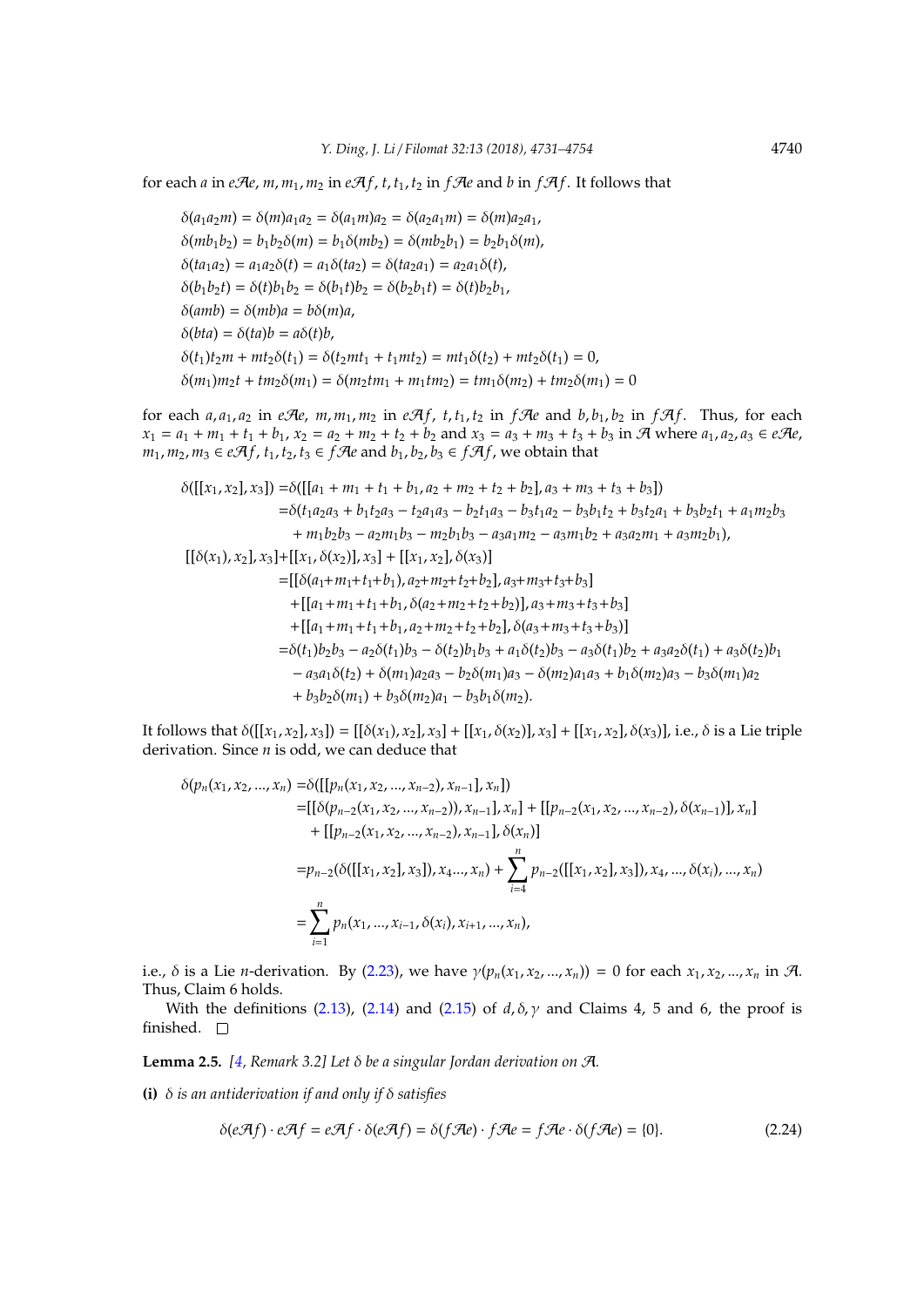for each $a$ in $e\mathcal{A}e$, $m, m_1, m_2$ in $e\mathcal{A}f$, $t, t_1, t_2$ in $f\mathcal{A}e$ and $b$ in $f\mathcal{A}f$. It follows that

$$
\begin{aligned}
&\delta(a_1a_2m) = \delta(m)a_1a_2 = \delta(a_1m)a_2 = \delta(a_2a_1m) = \delta(m)a_2a_1,\\
&\delta(mb_1b_2) = b_1b_2\delta(m) = b_1\delta(mb_2) = \delta(mb_2b_1) = b_2b_1\delta(m),\\
&\delta(ta_1a_2) = a_1a_2\delta(t) = a_1\delta(ta_2) = \delta(ta_2a_1) = a_2a_1\delta(t),\\
&\delta(b_1b_2t) = \delta(t)b_1b_2 = \delta(b_1t)b_2 = \delta(b_2b_1t) = \delta(t)b_2b_1,\\
&\delta(amb) = \delta(mb)a = b\delta(m)a,\\
&\delta(bta) = \delta(ta)b = a\delta(t)b,\\
&\delta(t_1)t_2m + mt_2\delta(t_1) = \delta(t_2mt_1 + t_1mt_2) = mt_1\delta(t_2) + mt_2\delta(t_1) = 0,\\
&\delta(m_1)m_2t + tm_2\delta(m_1) = \delta(m_2tm_1 + m_1tm_2) = tm_1\delta(m_2) + tm_2\delta(m_1) = 0
\end{aligned}
$$

for each $a, a_1, a_2$ in $e\mathcal{A}e$, $m, m_1, m_2$ in $e\mathcal{A}f$, $t, t_1, t_2$ in $f\mathcal{A}e$ and $b, b_1, b_2$ in $f\mathcal{A}f$. Thus, for each $x_1 = a_1 + m_1 + t_1 + b_1$, $x_2 = a_2 + m_2 + t_2 + b_2$ and $x_3 = a_3 + m_3 + t_3 + b_3$ in $\mathcal{A}$ where $a_1, a_2, a_3 \in e\mathcal{A}e$, $m_1, m_2, m_3 \in e\mathcal{A}f$, $t_1, t_2, t_3 \in f\mathcal{A}e$ and $b_1, b_2, b_3 \in f\mathcal{A}f$, we obtain that

$$
\begin{aligned}
\delta([[x_1, x_2], x_3]) =& \delta([[a_1 + m_1 + t_1 + b_1, a_2 + m_2 + t_2 + b_2], a_3 + m_3 + t_3 + b_3])\\
=& \delta(t_1a_2a_3 + b_1t_2a_3 - t_2a_1a_3 - b_2t_1a_3 - b_3t_1a_2 - b_3b_1t_2 + b_3t_2a_1 + b_3b_2t_1 + a_1m_2b_3\\
&+ m_1b_2b_3 - a_2m_1b_3 - m_2b_1b_3 - a_3a_1m_2 - a_3m_1b_2 + a_3a_2m_1 + a_3m_2b_1),\\
[[\delta(x_1), x_2], x_3] +& [[x_1, \delta(x_2)], x_3] + [[x_1, x_2], \delta(x_3)]\\
=& [[\delta(a_1+m_1+t_1+b_1), a_2+m_2+t_2+b_2], a_3+m_3+t_3+b_3]\\
&+ [[a_1+m_1+t_1+b_1, \delta(a_2+m_2+t_2+b_2)], a_3+m_3+t_3+b_3]\\
&+ [[a_1+m_1+t_1+b_1, a_2+m_2+t_2+b_2], \delta(a_3+m_3+t_3+b_3)]\\
=& \delta(t_1)b_2b_3 - a_2\delta(t_1)b_3 - \delta(t_2)b_1b_3 + a_1\delta(t_2)b_3 - a_3\delta(t_1)b_2 + a_3a_2\delta(t_1) + a_3\delta(t_2)b_1\\
&- a_3a_1\delta(t_2) + \delta(m_1)a_2a_3 - b_2\delta(m_1)a_3 - \delta(m_2)a_1a_3 + b_1\delta(m_2)a_3 - b_3\delta(m_1)a_2\\
&+ b_3b_2\delta(m_1) + b_3\delta(m_2)a_1 - b_3b_1\delta(m_2).
\end{aligned}
$$

It follows that $\delta([[x_1, x_2], x_3]) = [[\delta(x_1), x_2], x_3] + [[x_1, \delta(x_2)], x_3] + [[x_1, x_2], \delta(x_3)]$, i.e., $\delta$ is a Lie triple derivation. Since $n$ is odd, we can deduce that

$$
\begin{aligned}
\delta(p_n(x_1, x_2, ..., x_n)) =& \delta([[p_n(x_1, x_2, ..., x_{n-2}), x_{n-1}], x_n])\\
=& [[\delta(p_{n-2}(x_1, x_2, ..., x_{n-2})), x_{n-1}], x_n] + [[p_{n-2}(x_1, x_2, ..., x_{n-2}), \delta(x_{n-1})], x_n]\\
&+ [[p_{n-2}(x_1, x_2, ..., x_{n-2}), x_{n-1}], \delta(x_n)]\\
=& p_{n-2}(\delta([[x_1, x_2], x_3]), x_4..., x_n) + \sum_{i=4}^{n} p_{n-2}([[x_1, x_2], x_3]), x_4, ..., \delta(x_i), ..., x_n)\\
=& \sum_{i=1}^{n} p_n(x_1, ..., x_{i-1}, \delta(x_i), x_{i+1}, ..., x_n),
\end{aligned}
$$

i.e., $\delta$ is a Lie $n$-derivation. By (2.23), we have $\gamma(p_n(x_1, x_2, ..., x_n)) = 0$ for each $x_1, x_2, ..., x_n$ in $\mathcal{A}$. Thus, Claim 6 holds.

With the definitions (2.13), (2.14) and (2.15) of $d, \delta, \gamma$ and Claims 4, 5 and 6, the proof is finished. □

**Lemma 2.5.** *[4, Remark 3.2] Let $\delta$ be a singular Jordan derivation on $\mathcal{A}$.*

**(i)** *$\delta$ is an antiderivation if and only if $\delta$ satisfies*

$$
\delta(e\mathcal{A}f) \cdot e\mathcal{A}f = e\mathcal{A}f \cdot \delta(e\mathcal{A}f) = \delta(f\mathcal{A}e) \cdot f\mathcal{A}e = f\mathcal{A}e \cdot \delta(f\mathcal{A}e) = \{0\}. \tag{2.24}
$$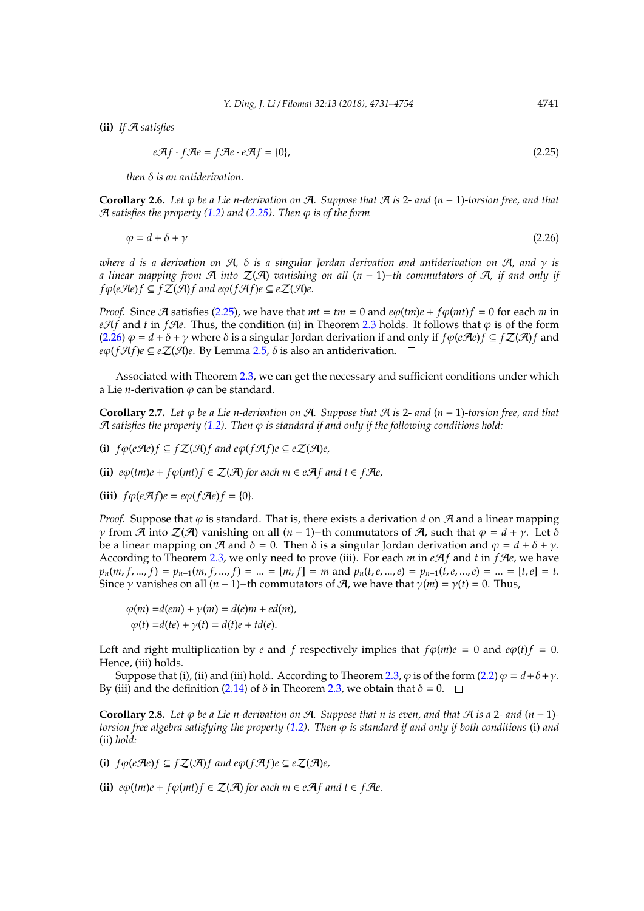**(ii)** *If $\mathcal{A}$ satisfies*

$$e\mathcal{A}f \cdot f\mathcal{A}e = f\mathcal{A}e \cdot e\mathcal{A}f = \{0\}, \tag{2.25}$$

*then $\delta$ is an antiderivation.*

**Corollary 2.6.** *Let $\varphi$ be a Lie $n$-derivation on $\mathcal{A}$. Suppose that $\mathcal{A}$ is 2- and $(n-1)$-torsion free, and that $\mathcal{A}$ satisfies the property (1.2) and (2.25). Then $\varphi$ is of the form*

$$\varphi = d + \delta + \gamma \tag{2.26}$$

*where $d$ is a derivation on $\mathcal{A}$, $\delta$ is a singular Jordan derivation and antiderivation on $\mathcal{A}$, and $\gamma$ is a linear mapping from $\mathcal{A}$ into $\mathcal{Z}(\mathcal{A})$ vanishing on all $(n-1)$−th commutators of $\mathcal{A}$, if and only if $f\varphi(e\mathcal{A}e)f \subseteq f\mathcal{Z}(\mathcal{A})f$ and $e\varphi(f\mathcal{A}f)e \subseteq e\mathcal{Z}(\mathcal{A})e$.*

*Proof.* Since $\mathcal{A}$ satisfies (2.25), we have that $mt = tm = 0$ and $e\varphi(tm)e + f\varphi(mt)f = 0$ for each $m$ in $e\mathcal{A}f$ and $t$ in $f\mathcal{A}e$. Thus, the condition (ii) in Theorem 2.3 holds. It follows that $\varphi$ is of the form (2.26) $\varphi = d + \delta + \gamma$ where $\delta$ is a singular Jordan derivation if and only if $f\varphi(e\mathcal{A}e)f \subseteq f\mathcal{Z}(\mathcal{A})f$ and $e\varphi(f\mathcal{A}f)e \subseteq e\mathcal{Z}(\mathcal{A})e$. By Lemma 2.5, $\delta$ is also an antiderivation. □

Associated with Theorem 2.3, we can get the necessary and sufficient conditions under which a Lie $n$-derivation $\varphi$ can be standard.

**Corollary 2.7.** *Let $\varphi$ be a Lie $n$-derivation on $\mathcal{A}$. Suppose that $\mathcal{A}$ is 2- and $(n-1)$-torsion free, and that $\mathcal{A}$ satisfies the property (1.2). Then $\varphi$ is standard if and only if the following conditions hold:*

**(i)** *$f\varphi(e\mathcal{A}e)f \subseteq f\mathcal{Z}(\mathcal{A})f$ and $e\varphi(f\mathcal{A}f)e \subseteq e\mathcal{Z}(\mathcal{A})e$,*

**(ii)** *$e\varphi(tm)e + f\varphi(mt)f \in \mathcal{Z}(\mathcal{A})$ for each $m \in e\mathcal{A}f$ and $t \in f\mathcal{A}e$,*

**(iii)** *$f\varphi(e\mathcal{A}f)e = e\varphi(f\mathcal{A}e)f = \{0\}$.*

*Proof.* Suppose that $\varphi$ is standard. That is, there exists a derivation $d$ on $\mathcal{A}$ and a linear mapping $\gamma$ from $\mathcal{A}$ into $\mathcal{Z}(\mathcal{A})$ vanishing on all $(n-1)$−th commutators of $\mathcal{A}$, such that $\varphi = d + \gamma$. Let $\delta$ be a linear mapping on $\mathcal{A}$ and $\delta = 0$. Then $\delta$ is a singular Jordan derivation and $\varphi = d + \delta + \gamma$. According to Theorem 2.3, we only need to prove (iii). For each $m$ in $e\mathcal{A}f$ and $t$ in $f\mathcal{A}e$, we have $p_n(m, f, ..., f) = p_{n-1}(m, f, ..., f) = ... = [m, f] = m$ and $p_n(t, e, ..., e) = p_{n-1}(t, e, ..., e) = ... = [t, e] = t$. Since $\gamma$ vanishes on all $(n-1)$−th commutators of $\mathcal{A}$, we have that $\gamma(m) = \gamma(t) = 0$. Thus,

$$\begin{aligned}
\varphi(m) &= d(em) + \gamma(m) = d(e)m + ed(m), \\
\varphi(t) &= d(te) + \gamma(t) = d(t)e + td(e).
\end{aligned}$$

Left and right multiplication by $e$ and $f$ respectively implies that $f\varphi(m)e = 0$ and $e\varphi(t)f = 0$. Hence, (iii) holds.

Suppose that (i), (ii) and (iii) hold. According to Theorem 2.3, $\varphi$ is of the form (2.2) $\varphi = d + \delta + \gamma$. By (iii) and the definition (2.14) of $\delta$ in Theorem 2.3, we obtain that $\delta = 0$. □

**Corollary 2.8.** *Let $\varphi$ be a Lie $n$-derivation on $\mathcal{A}$. Suppose that $n$ is even, and that $\mathcal{A}$ is a 2- and $(n-1)$-torsion free algebra satisfying the property (1.2). Then $\varphi$ is standard if and only if both conditions* (i) *and* (ii) *hold:*

**(i)** *$f\varphi(e\mathcal{A}e)f \subseteq f\mathcal{Z}(\mathcal{A})f$ and $e\varphi(f\mathcal{A}f)e \subseteq e\mathcal{Z}(\mathcal{A})e$,*

**(ii)** *$e\varphi(tm)e + f\varphi(mt)f \in \mathcal{Z}(\mathcal{A})$ for each $m \in e\mathcal{A}f$ and $t \in f\mathcal{A}e$.*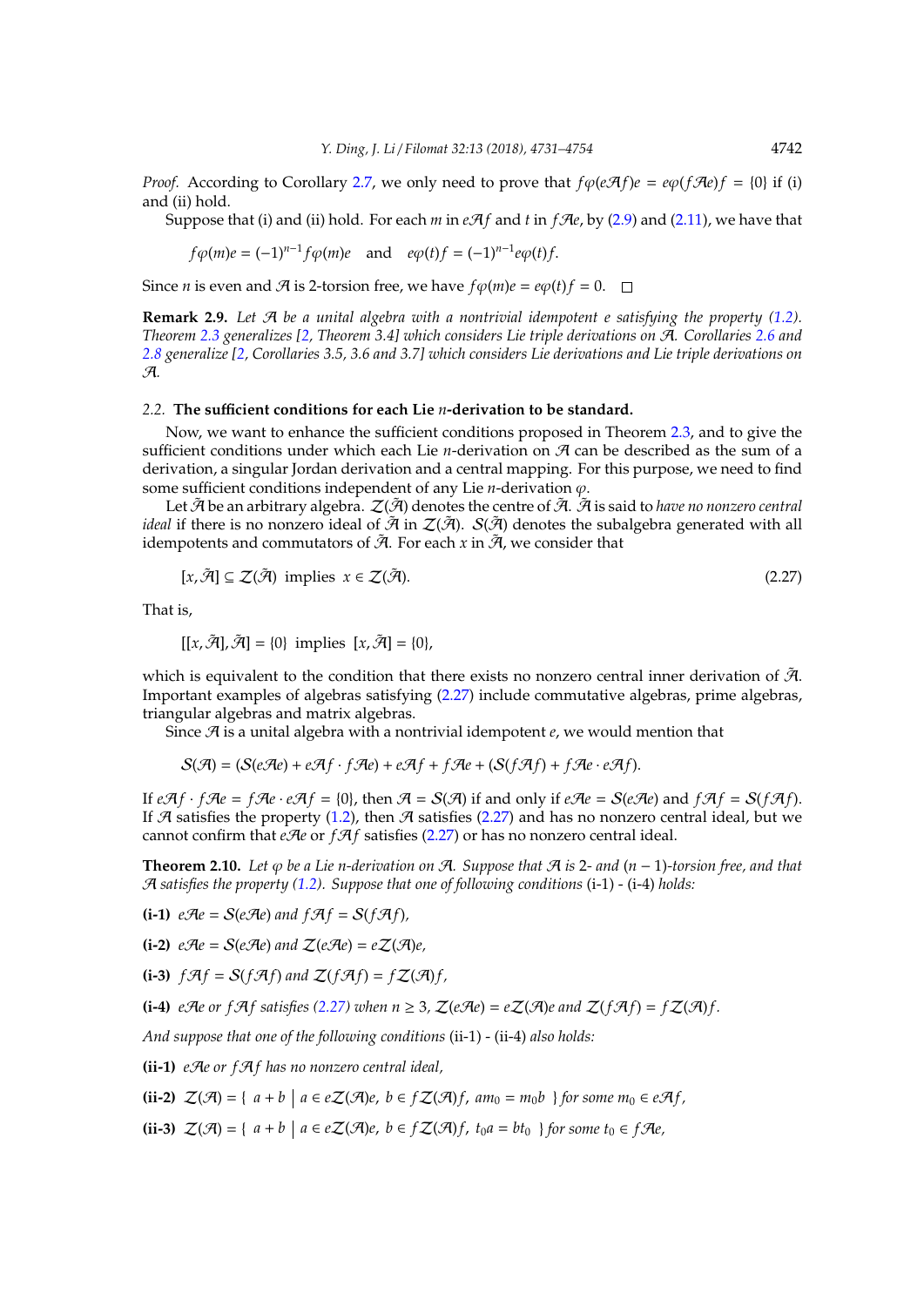*Proof.* According to Corollary 2.7, we only need to prove that $f\varphi(e\mathcal{A}f)e = e\varphi(f\mathcal{A}e)f = \{0\}$ if (i) and (ii) hold.

Suppose that (i) and (ii) hold. For each $m$ in $e\mathcal{A}f$ and $t$ in $f\mathcal{A}e$, by (2.9) and (2.11), we have that

$$f\varphi(m)e = (-1)^{n-1}f\varphi(m)e \quad \text{and} \quad e\varphi(t)f = (-1)^{n-1}e\varphi(t)f.$$

Since $n$ is even and $\mathcal{A}$ is 2-torsion free, we have $f\varphi(m)e = e\varphi(t)f = 0$. $\square$

**Remark 2.9.** *Let $\mathcal{A}$ be a unital algebra with a nontrivial idempotent $e$ satisfying the property (1.2). Theorem 2.3 generalizes [2, Theorem 3.4] which considers Lie triple derivations on $\mathcal{A}$. Corollaries 2.6 and 2.8 generalize [2, Corollaries 3.5, 3.6 and 3.7] which considers Lie derivations and Lie triple derivations on $\mathcal{A}$.*

### 2.2. The sufficient conditions for each Lie $n$-derivation to be standard.

Now, we want to enhance the sufficient conditions proposed in Theorem 2.3, and to give the sufficient conditions under which each Lie $n$-derivation on $\mathcal{A}$ can be described as the sum of a derivation, a singular Jordan derivation and a central mapping. For this purpose, we need to find some sufficient conditions independent of any Lie $n$-derivation $\varphi$.

Let $\tilde{\mathcal{A}}$ be an arbitrary algebra. $\mathcal{Z}(\tilde{\mathcal{A}})$ denotes the centre of $\tilde{\mathcal{A}}$. $\tilde{\mathcal{A}}$ is said to *have no nonzero central ideal* if there is no nonzero ideal of $\tilde{\mathcal{A}}$ in $\mathcal{Z}(\tilde{\mathcal{A}})$. $\mathcal{S}(\tilde{\mathcal{A}})$ denotes the subalgebra generated with all idempotents and commutators of $\tilde{\mathcal{A}}$. For each $x$ in $\tilde{\mathcal{A}}$, we consider that

$$[x, \tilde{\mathcal{A}}] \subseteq \mathcal{Z}(\tilde{\mathcal{A}}) \text{ implies } x \in \mathcal{Z}(\tilde{\mathcal{A}}). \tag{2.27}$$

That is,

$$[[x, \tilde{\mathcal{A}}], \tilde{\mathcal{A}}] = \{0\} \text{ implies } [x, \tilde{\mathcal{A}}] = \{0\},$$

which is equivalent to the condition that there exists no nonzero central inner derivation of $\tilde{\mathcal{A}}$. Important examples of algebras satisfying (2.27) include commutative algebras, prime algebras, triangular algebras and matrix algebras.

Since $\mathcal{A}$ is a unital algebra with a nontrivial idempotent $e$, we would mention that

$$\mathcal{S}(\mathcal{A}) = (\mathcal{S}(e\mathcal{A}e) + e\mathcal{A}f \cdot f\mathcal{A}e) + e\mathcal{A}f + f\mathcal{A}e + (\mathcal{S}(f\mathcal{A}f) + f\mathcal{A}e \cdot e\mathcal{A}f).$$

If $e\mathcal{A}f \cdot f\mathcal{A}e = f\mathcal{A}e \cdot e\mathcal{A}f = \{0\}$, then $\mathcal{A} = \mathcal{S}(\mathcal{A})$ if and only if $e\mathcal{A}e = \mathcal{S}(e\mathcal{A}e)$ and $f\mathcal{A}f = \mathcal{S}(f\mathcal{A}f)$. If $\mathcal{A}$ satisfies the property (1.2), then $\mathcal{A}$ satisfies (2.27) and has no nonzero central ideal, but we cannot confirm that $e\mathcal{A}e$ or $f\mathcal{A}f$ satisfies (2.27) or has no nonzero central ideal.

**Theorem 2.10.** *Let $\varphi$ be a Lie $n$-derivation on $\mathcal{A}$. Suppose that $\mathcal{A}$ is 2- and $(n-1)$-torsion free, and that $\mathcal{A}$ satisfies the property (1.2). Suppose that one of following conditions* (i-1) - (i-4) *holds:*

**(i-1)** *$e\mathcal{A}e = \mathcal{S}(e\mathcal{A}e)$ and $f\mathcal{A}f = \mathcal{S}(f\mathcal{A}f)$,*

**(i-2)** *$e\mathcal{A}e = \mathcal{S}(e\mathcal{A}e)$ and $\mathcal{Z}(e\mathcal{A}e) = e\mathcal{Z}(\mathcal{A})e$,*

**(i-3)** *$f\mathcal{A}f = \mathcal{S}(f\mathcal{A}f)$ and $\mathcal{Z}(f\mathcal{A}f) = f\mathcal{Z}(\mathcal{A})f$,*

**(i-4)** *$e\mathcal{A}e$ or $f\mathcal{A}f$ satisfies (2.27) when $n \geq 3$, $\mathcal{Z}(e\mathcal{A}e) = e\mathcal{Z}(\mathcal{A})e$ and $\mathcal{Z}(f\mathcal{A}f) = f\mathcal{Z}(\mathcal{A})f$.*

*And suppose that one of the following conditions* (ii-1) - (ii-4) *also holds:*

**(ii-1)** *$e\mathcal{A}e$ or $f\mathcal{A}f$ has no nonzero central ideal,*

**(ii-2)** *$\mathcal{Z}(\mathcal{A}) = \{\ a + b \mid a \in e\mathcal{Z}(\mathcal{A})e,\ b \in f\mathcal{Z}(\mathcal{A})f,\ am_0 = m_0 b\ \}$ for some $m_0 \in e\mathcal{A}f$,*

**(ii-3)** *$\mathcal{Z}(\mathcal{A}) = \{\ a + b \mid a \in e\mathcal{Z}(\mathcal{A})e,\ b \in f\mathcal{Z}(\mathcal{A})f,\ t_0 a = b t_0\ \}$ for some $t_0 \in f\mathcal{A}e$,*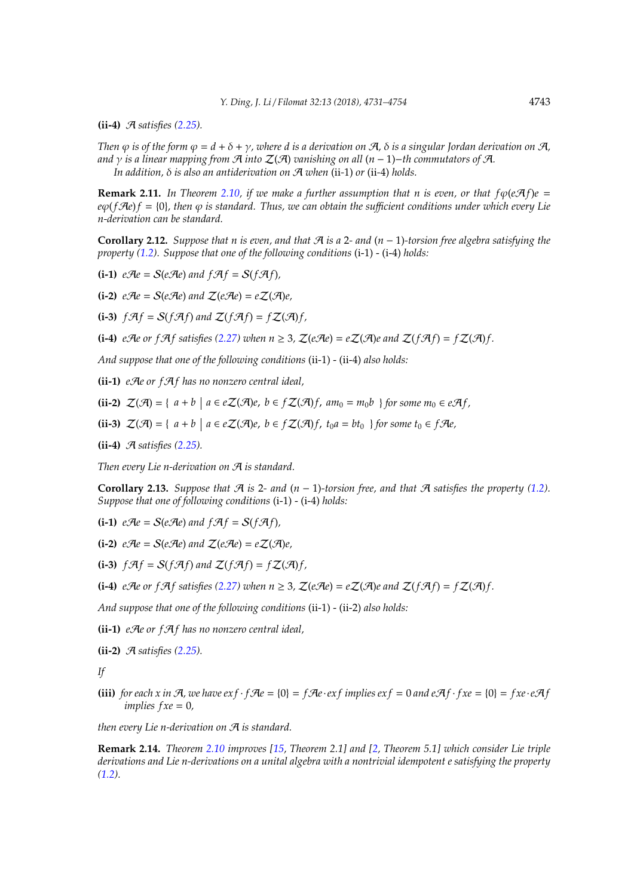**(ii-4)** *$\mathcal{A}$ satisfies (2.25).*

*Then $\varphi$ is of the form $\varphi = d + \delta + \gamma$, where $d$ is a derivation on $\mathcal{A}$, $\delta$ is a singular Jordan derivation on $\mathcal{A}$, and $\gamma$ is a linear mapping from $\mathcal{A}$ into $\mathcal{Z}(\mathcal{A})$ vanishing on all $(n-1)$−th commutators of $\mathcal{A}$.*

*In addition, $\delta$ is also an antiderivation on $\mathcal{A}$ when* (ii-1) *or* (ii-4) *holds.*

**Remark 2.11.** *In Theorem 2.10, if we make a further assumption that $n$ is even, or that $f\varphi(e\mathcal{A}f)e = e\varphi(f\mathcal{A}e)f = \{0\}$, then $\varphi$ is standard. Thus, we can obtain the sufficient conditions under which every Lie $n$-derivation can be standard.*

**Corollary 2.12.** *Suppose that $n$ is even, and that $\mathcal{A}$ is a 2- and $(n-1)$-torsion free algebra satisfying the property (1.2). Suppose that one of the following conditions* (i-1) - (i-4) *holds:*

**(i-1)** *$e\mathcal{A}e = \mathcal{S}(e\mathcal{A}e)$ and $f\mathcal{A}f = \mathcal{S}(f\mathcal{A}f)$,*

**(i-2)** *$e\mathcal{A}e = \mathcal{S}(e\mathcal{A}e)$ and $\mathcal{Z}(e\mathcal{A}e) = e\mathcal{Z}(\mathcal{A})e$,*

**(i-3)** *$f\mathcal{A}f = \mathcal{S}(f\mathcal{A}f)$ and $\mathcal{Z}(f\mathcal{A}f) = f\mathcal{Z}(\mathcal{A})f$,*

**(i-4)** *$e\mathcal{A}e$ or $f\mathcal{A}f$ satisfies (2.27) when $n \geq 3$, $\mathcal{Z}(e\mathcal{A}e) = e\mathcal{Z}(\mathcal{A})e$ and $\mathcal{Z}(f\mathcal{A}f) = f\mathcal{Z}(\mathcal{A})f$.*

*And suppose that one of the following conditions* (ii-1) - (ii-4) *also holds:*

**(ii-1)** *$e\mathcal{A}e$ or $f\mathcal{A}f$ has no nonzero central ideal,*

**(ii-2)** *$\mathcal{Z}(\mathcal{A}) = \{\ a + b \mid a \in e\mathcal{Z}(\mathcal{A})e,\ b \in f\mathcal{Z}(\mathcal{A})f,\ am_0 = m_0b\ \}$ for some $m_0 \in e\mathcal{A}f$,*

**(ii-3)** *$\mathcal{Z}(\mathcal{A}) = \{\ a + b \mid a \in e\mathcal{Z}(\mathcal{A})e,\ b \in f\mathcal{Z}(\mathcal{A})f,\ t_0a = bt_0\ \}$ for some $t_0 \in f\mathcal{A}e$,*

**(ii-4)** *$\mathcal{A}$ satisfies (2.25).*

*Then every Lie $n$-derivation on $\mathcal{A}$ is standard.*

**Corollary 2.13.** *Suppose that $\mathcal{A}$ is 2- and $(n-1)$-torsion free, and that $\mathcal{A}$ satisfies the property (1.2). Suppose that one of following conditions* (i-1) - (i-4) *holds:*

**(i-1)** *$e\mathcal{A}e = \mathcal{S}(e\mathcal{A}e)$ and $f\mathcal{A}f = \mathcal{S}(f\mathcal{A}f)$,*

**(i-2)** *$e\mathcal{A}e = \mathcal{S}(e\mathcal{A}e)$ and $\mathcal{Z}(e\mathcal{A}e) = e\mathcal{Z}(\mathcal{A})e$,*

**(i-3)** *$f\mathcal{A}f = \mathcal{S}(f\mathcal{A}f)$ and $\mathcal{Z}(f\mathcal{A}f) = f\mathcal{Z}(\mathcal{A})f$,*

**(i-4)** *$e\mathcal{A}e$ or $f\mathcal{A}f$ satisfies (2.27) when $n \geq 3$, $\mathcal{Z}(e\mathcal{A}e) = e\mathcal{Z}(\mathcal{A})e$ and $\mathcal{Z}(f\mathcal{A}f) = f\mathcal{Z}(\mathcal{A})f$.*

*And suppose that one of the following conditions* (ii-1) - (ii-2) *also holds:*

**(ii-1)** *$e\mathcal{A}e$ or $f\mathcal{A}f$ has no nonzero central ideal,*

**(ii-2)** *$\mathcal{A}$ satisfies (2.25).*

*If*

**(iii)** *for each $x$ in $\mathcal{A}$, we have $exf \cdot f\mathcal{A}e = \{0\} = f\mathcal{A}e \cdot exf$ implies $exf = 0$ and $e\mathcal{A}f \cdot fxe = \{0\} = fxe \cdot e\mathcal{A}f$ implies $fxe = 0$,*

*then every Lie $n$-derivation on $\mathcal{A}$ is standard.*

**Remark 2.14.** *Theorem 2.10 improves [15, Theorem 2.1] and [2, Theorem 5.1] which consider Lie triple derivations and Lie $n$-derivations on a unital algebra with a nontrivial idempotent $e$ satisfying the property (1.2).*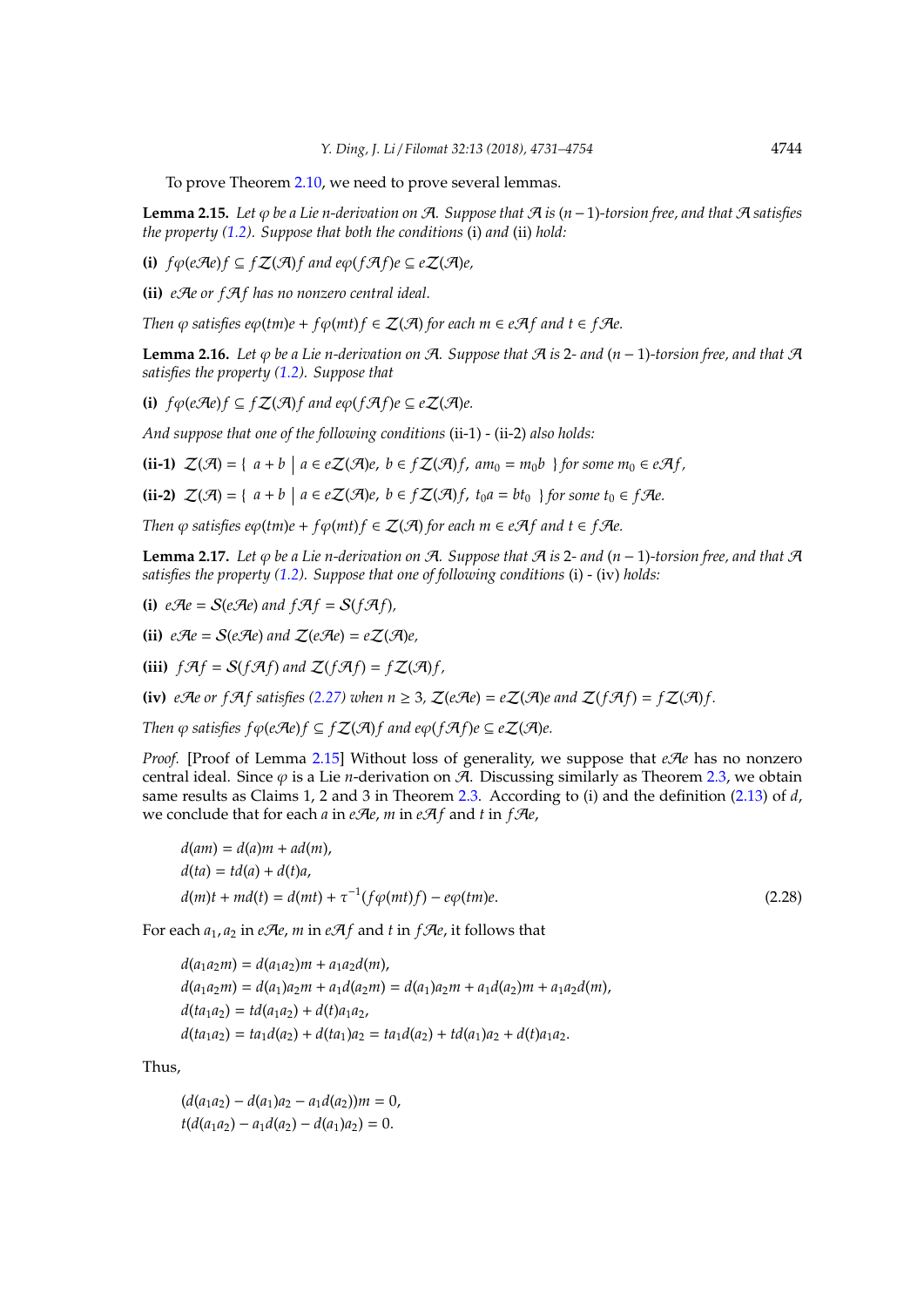To prove Theorem 2.10, we need to prove several lemmas.

**Lemma 2.15.** *Let $\varphi$ be a Lie $n$-derivation on $\mathcal{A}$. Suppose that $\mathcal{A}$ is $(n-1)$-torsion free, and that $\mathcal{A}$ satisfies the property (1.2). Suppose that both the conditions* (i) *and* (ii) *hold:*

**(i)** $f\varphi(e\mathcal{A}e)f \subseteq f\mathcal{Z}(\mathcal{A})f$ *and* $e\varphi(f\mathcal{A}f)e \subseteq e\mathcal{Z}(\mathcal{A})e$,

**(ii)** $e\mathcal{A}e$ *or* $f\mathcal{A}f$ *has no nonzero central ideal.*

*Then $\varphi$ satisfies $e\varphi(tm)e + f\varphi(mt)f \in \mathcal{Z}(\mathcal{A})$ for each $m \in e\mathcal{A}f$ and $t \in f\mathcal{A}e$.*

**Lemma 2.16.** *Let $\varphi$ be a Lie $n$-derivation on $\mathcal{A}$. Suppose that $\mathcal{A}$ is 2- and $(n-1)$-torsion free, and that $\mathcal{A}$ satisfies the property (1.2). Suppose that*

**(i)** $f\varphi(e\mathcal{A}e)f \subseteq f\mathcal{Z}(\mathcal{A})f$ *and* $e\varphi(f\mathcal{A}f)e \subseteq e\mathcal{Z}(\mathcal{A})e$.

*And suppose that one of the following conditions* (ii-1) - (ii-2) *also holds:*

**(ii-1)** $\mathcal{Z}(\mathcal{A}) = \{\ a+b \mid a \in e\mathcal{Z}(\mathcal{A})e,\ b \in f\mathcal{Z}(\mathcal{A})f,\ am_0 = m_0 b\ \}$ *for some* $m_0 \in e\mathcal{A}f$,

**(ii-2)** $\mathcal{Z}(\mathcal{A}) = \{\ a+b \mid a \in e\mathcal{Z}(\mathcal{A})e,\ b \in f\mathcal{Z}(\mathcal{A})f,\ t_0 a = b t_0\ \}$ *for some* $t_0 \in f\mathcal{A}e$.

*Then $\varphi$ satisfies $e\varphi(tm)e + f\varphi(mt)f \in \mathcal{Z}(\mathcal{A})$ for each $m \in e\mathcal{A}f$ and $t \in f\mathcal{A}e$.*

**Lemma 2.17.** *Let $\varphi$ be a Lie $n$-derivation on $\mathcal{A}$. Suppose that $\mathcal{A}$ is 2- and $(n-1)$-torsion free, and that $\mathcal{A}$ satisfies the property (1.2). Suppose that one of following conditions* (i) - (iv) *holds:*

**(i)** $e\mathcal{A}e = \mathcal{S}(e\mathcal{A}e)$ *and* $f\mathcal{A}f = \mathcal{S}(f\mathcal{A}f)$,

**(ii)** $e\mathcal{A}e = \mathcal{S}(e\mathcal{A}e)$ *and* $\mathcal{Z}(e\mathcal{A}e) = e\mathcal{Z}(\mathcal{A})e$,

**(iii)** $f\mathcal{A}f = \mathcal{S}(f\mathcal{A}f)$ *and* $\mathcal{Z}(f\mathcal{A}f) = f\mathcal{Z}(\mathcal{A})f$,

**(iv)** $e\mathcal{A}e$ *or* $f\mathcal{A}f$ *satisfies (2.27) when* $n \geq 3$, $\mathcal{Z}(e\mathcal{A}e) = e\mathcal{Z}(\mathcal{A})e$ *and* $\mathcal{Z}(f\mathcal{A}f) = f\mathcal{Z}(\mathcal{A})f$.

*Then $\varphi$ satisfies $f\varphi(e\mathcal{A}e)f \subseteq f\mathcal{Z}(\mathcal{A})f$ and $e\varphi(f\mathcal{A}f)e \subseteq e\mathcal{Z}(\mathcal{A})e$.*

*Proof.* [Proof of Lemma 2.15] Without loss of generality, we suppose that $e\mathcal{A}e$ has no nonzero central ideal. Since $\varphi$ is a Lie $n$-derivation on $\mathcal{A}$. Discussing similarly as Theorem 2.3, we obtain same results as Claims 1, 2 and 3 in Theorem 2.3. According to (i) and the definition (2.13) of $d$, we conclude that for each $a$ in $e\mathcal{A}e$, $m$ in $e\mathcal{A}f$ and $t$ in $f\mathcal{A}e$,

$$
\begin{aligned}
&d(am) = d(a)m + ad(m),\\
&d(ta) = td(a) + d(t)a,\\
&d(m)t + md(t) = d(mt) + \tau^{-1}(f\varphi(mt)f) - e\varphi(tm)e.
\end{aligned}
\tag{2.28}
$$

For each $a_1, a_2$ in $e\mathcal{A}e$, $m$ in $e\mathcal{A}f$ and $t$ in $f\mathcal{A}e$, it follows that

$$
\begin{aligned}
&d(a_1a_2m) = d(a_1a_2)m + a_1a_2d(m),\\
&d(a_1a_2m) = d(a_1)a_2m + a_1d(a_2m) = d(a_1)a_2m + a_1d(a_2)m + a_1a_2d(m),\\
&d(ta_1a_2) = td(a_1a_2) + d(t)a_1a_2,\\
&d(ta_1a_2) = ta_1d(a_2) + d(ta_1)a_2 = ta_1d(a_2) + td(a_1)a_2 + d(t)a_1a_2.
\end{aligned}
$$

Thus,

$$
\begin{aligned}
&(d(a_1a_2) - d(a_1)a_2 - a_1d(a_2))m = 0,\\
&t(d(a_1a_2) - a_1d(a_2) - d(a_1)a_2) = 0.
\end{aligned}
$$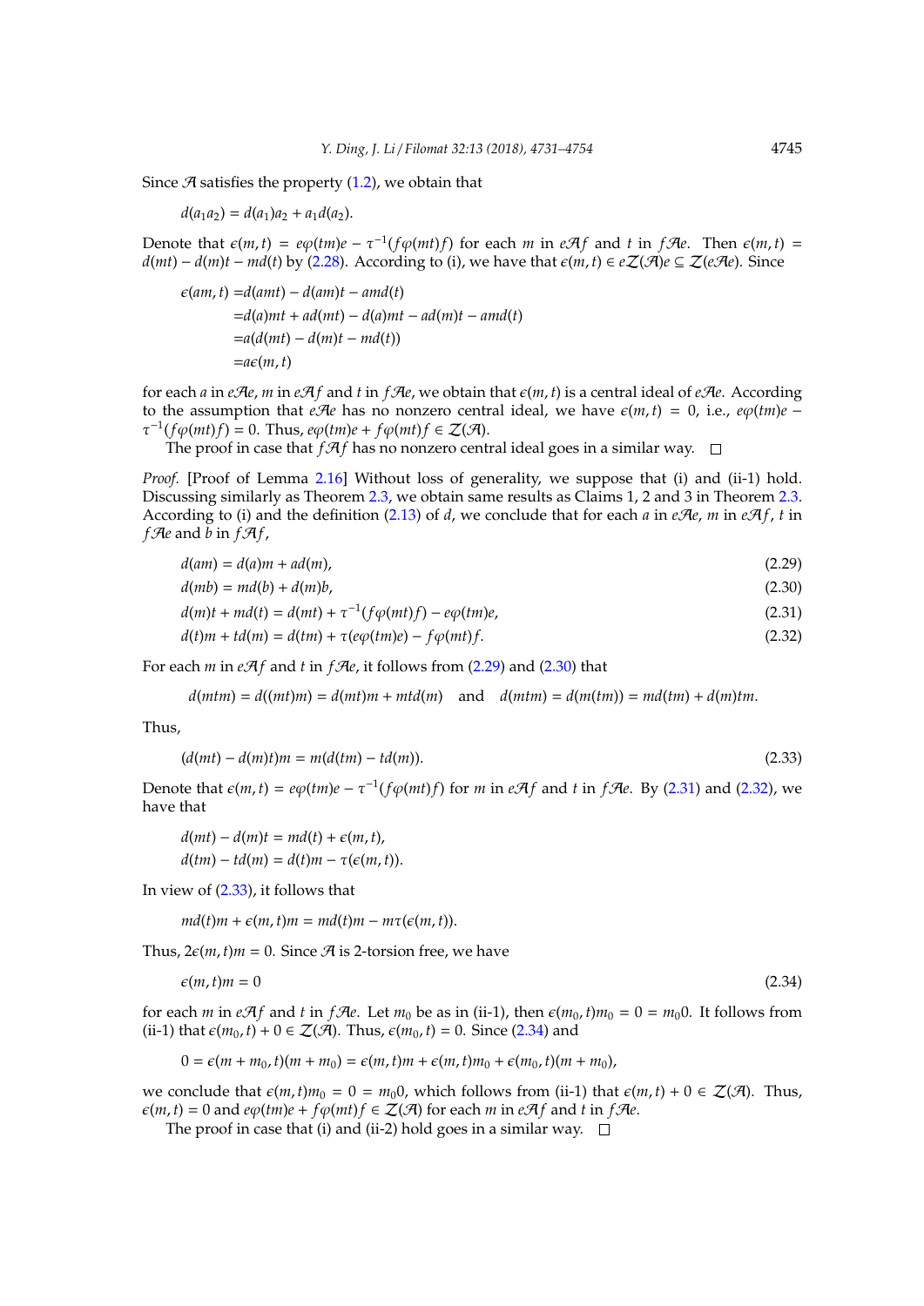Since $\mathcal{A}$ satisfies the property (1.2), we obtain that

$$d(a_1a_2) = d(a_1)a_2 + a_1d(a_2).$$

Denote that $\epsilon(m,t) = e\varphi(tm)e - \tau^{-1}(f\varphi(mt)f)$ for each $m$ in $e\mathcal{A}f$ and $t$ in $f\mathcal{A}e$. Then $\epsilon(m,t) = d(mt) - d(m)t - md(t)$ by (2.28). According to (i), we have that $\epsilon(m,t) \in e\mathcal{Z}(\mathcal{A})e \subseteq \mathcal{Z}(e\mathcal{A}e)$. Since

$$\begin{aligned}
\epsilon(am,t) &= d(amt) - d(am)t - amd(t)\\
&= d(a)mt + ad(mt) - d(a)mt - ad(m)t - amd(t)\\
&= a(d(mt) - d(m)t - md(t))\\
&= a\epsilon(m,t)
\end{aligned}$$

for each $a$ in $e\mathcal{A}e$, $m$ in $e\mathcal{A}f$ and $t$ in $f\mathcal{A}e$, we obtain that $\epsilon(m,t)$ is a central ideal of $e\mathcal{A}e$. According to the assumption that $e\mathcal{A}e$ has no nonzero central ideal, we have $\epsilon(m,t) = 0$, i.e., $e\varphi(tm)e - \tau^{-1}(f\varphi(mt)f) = 0$. Thus, $e\varphi(tm)e + f\varphi(mt)f \in \mathcal{Z}(\mathcal{A})$.

The proof in case that $f\mathcal{A}f$ has no nonzero central ideal goes in a similar way. □

*Proof.* [Proof of Lemma 2.16] Without loss of generality, we suppose that (i) and (ii-1) hold. Discussing similarly as Theorem 2.3, we obtain same results as Claims 1, 2 and 3 in Theorem 2.3. According to (i) and the definition (2.13) of $d$, we conclude that for each $a$ in $e\mathcal{A}e$, $m$ in $e\mathcal{A}f$, $t$ in $f\mathcal{A}e$ and $b$ in $f\mathcal{A}f$,

$$d(am) = d(a)m + ad(m), \tag{2.29}$$

$$d(mb) = md(b) + d(m)b, \tag{2.30}$$

$$d(m)t + md(t) = d(mt) + \tau^{-1}(f\varphi(mt)f) - e\varphi(tm)e, \tag{2.31}$$

$$d(t)m + td(m) = d(tm) + \tau(e\varphi(tm)e) - f\varphi(mt)f. \tag{2.32}$$

For each $m$ in $e\mathcal{A}f$ and $t$ in $f\mathcal{A}e$, it follows from (2.29) and (2.30) that

$$d(mtm) = d((mt)m) = d(mt)m + mtd(m) \quad \text{and} \quad d(mtm) = d(m(tm)) = md(tm) + d(m)tm.$$

Thus,

$$(d(mt) - d(m)t)m = m(d(tm) - td(m)). \tag{2.33}$$

Denote that $\epsilon(m,t) = e\varphi(tm)e - \tau^{-1}(f\varphi(mt)f)$ for $m$ in $e\mathcal{A}f$ and $t$ in $f\mathcal{A}e$. By (2.31) and (2.32), we have that

$$\begin{aligned}
d(mt) - d(m)t &= md(t) + \epsilon(m,t),\\
d(tm) - td(m) &= d(t)m - \tau(\epsilon(m,t)).
\end{aligned}$$

In view of (2.33), it follows that

$$md(t)m + \epsilon(m,t)m = md(t)m - m\tau(\epsilon(m,t)).$$

Thus, $2\epsilon(m,t)m = 0$. Since $\mathcal{A}$ is 2-torsion free, we have

$$\epsilon(m,t)m = 0 \tag{2.34}$$

for each $m$ in $e\mathcal{A}f$ and $t$ in $f\mathcal{A}e$. Let $m_0$ be as in (ii-1), then $\epsilon(m_0,t)m_0 = 0 = m_0 0$. It follows from (ii-1) that $\epsilon(m_0,t) + 0 \in \mathcal{Z}(\mathcal{A})$. Thus, $\epsilon(m_0,t) = 0$. Since (2.34) and

$$0 = \epsilon(m+m_0,t)(m+m_0) = \epsilon(m,t)m + \epsilon(m,t)m_0 + \epsilon(m_0,t)(m+m_0),$$

we conclude that $\epsilon(m,t)m_0 = 0 = m_0 0$, which follows from (ii-1) that $\epsilon(m,t) + 0 \in \mathcal{Z}(\mathcal{A})$. Thus, $\epsilon(m,t) = 0$ and $e\varphi(tm)e + f\varphi(mt)f \in \mathcal{Z}(\mathcal{A})$ for each $m$ in $e\mathcal{A}f$ and $t$ in $f\mathcal{A}e$.

The proof in case that (i) and (ii-2) hold goes in a similar way. □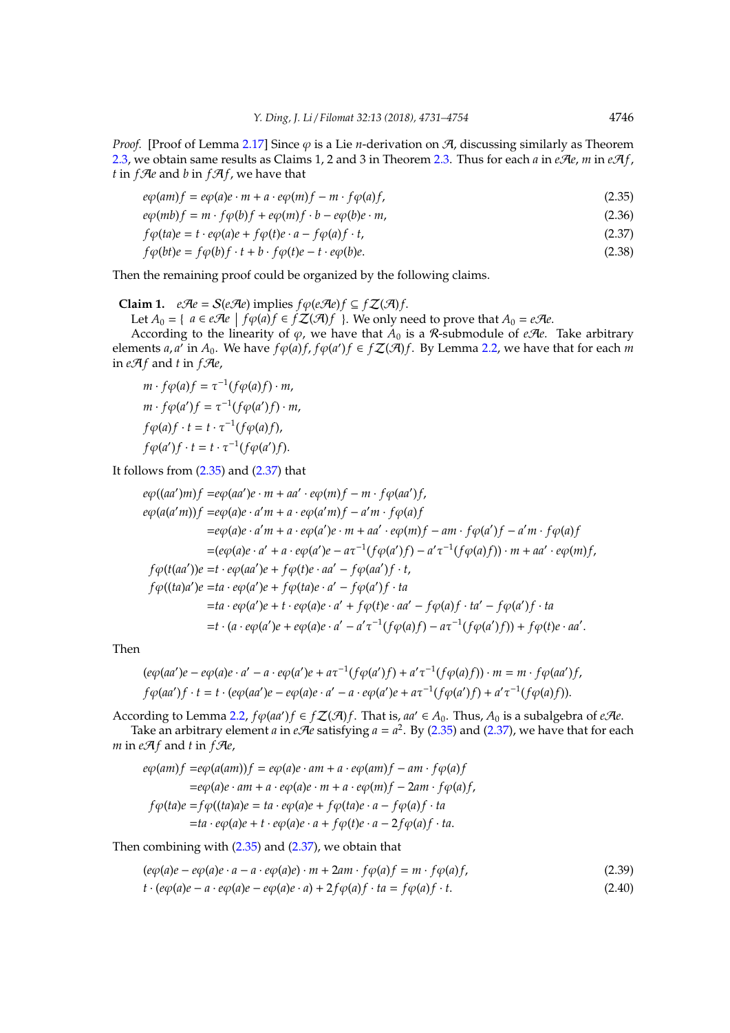*Proof.* [Proof of Lemma 2.17] Since $\varphi$ is a Lie $n$-derivation on $\mathcal{A}$, discussing similarly as Theorem 2.3, we obtain same results as Claims 1, 2 and 3 in Theorem 2.3. Thus for each $a$ in $e\mathcal{A}e$, $m$ in $e\mathcal{A}f$, $t$ in $f\mathcal{A}e$ and $b$ in $f\mathcal{A}f$, we have that

$$e\varphi(am)f = e\varphi(a)e \cdot m + a \cdot e\varphi(m)f - m \cdot f\varphi(a)f, \tag{2.35}$$

$$e\varphi(mb)f = m \cdot f\varphi(b)f + e\varphi(m)f \cdot b - e\varphi(b)e \cdot m, \tag{2.36}$$

$$f\varphi(ta)e = t \cdot e\varphi(a)e + f\varphi(t)e \cdot a - f\varphi(a)f \cdot t, \tag{2.37}$$

$$f\varphi(bt)e = f\varphi(b)f \cdot t + b \cdot f\varphi(t)e - t \cdot e\varphi(b)e. \tag{2.38}$$

Then the remaining proof could be organized by the following claims.

**Claim 1.** $e\mathcal{A}e = \mathcal{S}(e\mathcal{A}e)$ implies $f\varphi(e\mathcal{A}e)f \subseteq f\mathcal{Z}(\mathcal{A})f$.

Let $A_0 = \{\ a \in e\mathcal{A}e \mid f\varphi(a)f \in f\mathcal{Z}(\mathcal{A})f\ \}$. We only need to prove that $A_0 = e\mathcal{A}e$.

According to the linearity of $\varphi$, we have that $A_0$ is a $\mathcal{R}$-submodule of $e\mathcal{A}e$. Take arbitrary elements $a, a'$ in $A_0$. We have $f\varphi(a)f, f\varphi(a')f \in f\mathcal{Z}(\mathcal{A})f$. By Lemma 2.2, we have that for each $m$ in $e\mathcal{A}f$ and $t$ in $f\mathcal{A}e$,

$$m \cdot f\varphi(a)f = \tau^{-1}(f\varphi(a)f) \cdot m,$$

$$m \cdot f\varphi(a')f = \tau^{-1}(f\varphi(a')f) \cdot m,$$

$$f\varphi(a)f \cdot t = t \cdot \tau^{-1}(f\varphi(a)f),$$

$$f\varphi(a')f \cdot t = t \cdot \tau^{-1}(f\varphi(a')f).$$

It follows from (2.35) and (2.37) that

$$\begin{aligned}
e\varphi((aa')m)f =& e\varphi(aa')e \cdot m + aa' \cdot e\varphi(m)f - m \cdot f\varphi(aa')f,\\
e\varphi(a(a'm))f =& e\varphi(a)e \cdot a'm + a \cdot e\varphi(a'm)f - a'm \cdot f\varphi(a)f\\
=& e\varphi(a)e \cdot a'm + a \cdot e\varphi(a')e \cdot m + aa' \cdot e\varphi(m)f - am \cdot f\varphi(a')f - a'm \cdot f\varphi(a)f\\
=& (e\varphi(a)e \cdot a' + a \cdot e\varphi(a')e - a\tau^{-1}(f\varphi(a')f) - a'\tau^{-1}(f\varphi(a)f)) \cdot m + aa' \cdot e\varphi(m)f,\\
f\varphi(t(aa'))e =& t \cdot e\varphi(aa')e + f\varphi(t)e \cdot aa' - f\varphi(aa')f \cdot t,\\
f\varphi((ta)a')e =& ta \cdot e\varphi(a')e + f\varphi(ta)e \cdot a' - f\varphi(a')f \cdot ta\\
=& ta \cdot e\varphi(a')e + t \cdot e\varphi(a)e \cdot a' + f\varphi(t)e \cdot aa' - f\varphi(a)f \cdot ta' - f\varphi(a')f \cdot ta\\
=& t \cdot (a \cdot e\varphi(a')e + e\varphi(a)e \cdot a' - a'\tau^{-1}(f\varphi(a)f) - a\tau^{-1}(f\varphi(a')f)) + f\varphi(t)e \cdot aa'.
\end{aligned}$$

Then

$$(e\varphi(aa')e - e\varphi(a)e \cdot a' - a \cdot e\varphi(a')e + a\tau^{-1}(f\varphi(a')f) + a'\tau^{-1}(f\varphi(a)f)) \cdot m = m \cdot f\varphi(aa')f,$$

$$f\varphi(aa')f \cdot t = t \cdot (e\varphi(aa')e - e\varphi(a)e \cdot a' - a \cdot e\varphi(a')e + a\tau^{-1}(f\varphi(a')f) + a'\tau^{-1}(f\varphi(a)f)).$$

According to Lemma 2.2, $f\varphi(aa')f \in f\mathcal{Z}(\mathcal{A})f$. That is, $aa' \in A_0$. Thus, $A_0$ is a subalgebra of $e\mathcal{A}e$.

Take an arbitrary element $a$ in $e\mathcal{A}e$ satisfying $a = a^2$. By (2.35) and (2.37), we have that for each $m$ in $e\mathcal{A}f$ and $t$ in $f\mathcal{A}e$,

$$\begin{aligned}
e\varphi(am)f =& e\varphi(a(am))f = e\varphi(a)e \cdot am + a \cdot e\varphi(am)f - am \cdot f\varphi(a)f\\
=& e\varphi(a)e \cdot am + a \cdot e\varphi(a)e \cdot m + a \cdot e\varphi(m)f - 2am \cdot f\varphi(a)f,\\
f\varphi(ta)e =& f\varphi((ta)a)e = ta \cdot e\varphi(a)e + f\varphi(ta)e \cdot a - f\varphi(a)f \cdot ta\\
=& ta \cdot e\varphi(a)e + t \cdot e\varphi(a)e \cdot a + f\varphi(t)e \cdot a - 2f\varphi(a)f \cdot ta.
\end{aligned}$$

Then combining with (2.35) and (2.37), we obtain that

$$(e\varphi(a)e - e\varphi(a)e \cdot a - a \cdot e\varphi(a)e) \cdot m + 2am \cdot f\varphi(a)f = m \cdot f\varphi(a)f, \tag{2.39}$$

$$t \cdot (e\varphi(a)e - a \cdot e\varphi(a)e - e\varphi(a)e \cdot a) + 2f\varphi(a)f \cdot ta = f\varphi(a)f \cdot t. \tag{2.40}$$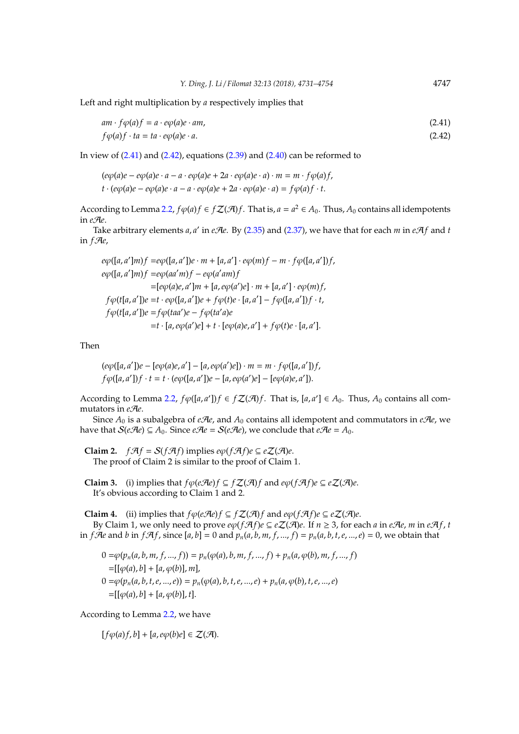Left and right multiplication by $a$ respectively implies that

$$am \cdot f\varphi(a)f = a \cdot e\varphi(a)e \cdot am, \tag{2.41}$$

$$f\varphi(a)f \cdot ta = ta \cdot e\varphi(a)e \cdot a. \tag{2.42}$$

In view of (2.41) and (2.42), equations (2.39) and (2.40) can be reformed to

$$(e\varphi(a)e - e\varphi(a)e \cdot a - a \cdot e\varphi(a)e + 2a \cdot e\varphi(a)e \cdot a) \cdot m = m \cdot f\varphi(a)f,$$

$$t \cdot (e\varphi(a)e - e\varphi(a)e \cdot a - a \cdot e\varphi(a)e + 2a \cdot e\varphi(a)e \cdot a) = f\varphi(a)f \cdot t.$$

According to Lemma 2.2, $f\varphi(a)f \in f\mathcal{Z}(\mathcal{A})f$. That is, $a = a^2 \in A_0$. Thus, $A_0$ contains all idempotents in $e\mathcal{A}e$.

Take arbitrary elements $a, a'$ in $e\mathcal{A}e$. By (2.35) and (2.37), we have that for each $m$ in $e\mathcal{A}f$ and $t$ in $f\mathcal{A}e$,

$$\begin{aligned}
e\varphi([a,a']m)f =& e\varphi([a,a'])e \cdot m + [a,a'] \cdot e\varphi(m)f - m \cdot f\varphi([a,a'])f,\\
e\varphi([a,a']m)f =& e\varphi(aa'm)f - e\varphi(a'am)f\\
=& [e\varphi(a)e, a']m + [a, e\varphi(a')e] \cdot m + [a,a'] \cdot e\varphi(m)f,\\
f\varphi(t[a,a'])e =& t \cdot e\varphi([a,a'])e + f\varphi(t)e \cdot [a,a'] - f\varphi([a,a'])f \cdot t,\\
f\varphi(t[a,a'])e =& f\varphi(taa')e - f\varphi(ta'a)e\\
=& t \cdot [a, e\varphi(a')e] + t \cdot [e\varphi(a)e, a'] + f\varphi(t)e \cdot [a,a'].
\end{aligned}$$

Then

$$(e\varphi([a,a'])e - [e\varphi(a)e, a'] - [a, e\varphi(a')e]) \cdot m = m \cdot f\varphi([a,a'])f,$$

$$f\varphi([a,a'])f \cdot t = t \cdot (e\varphi([a,a'])e - [a, e\varphi(a')e] - [e\varphi(a)e, a']).$$

According to Lemma 2.2, $f\varphi([a,a'])f \in f\mathcal{Z}(\mathcal{A})f$. That is, $[a,a'] \in A_0$. Thus, $A_0$ contains all commutators in $e\mathcal{A}e$.

Since $A_0$ is a subalgebra of $e\mathcal{A}e$, and $A_0$ contains all idempotent and commutators in $e\mathcal{A}e$, we have that $\mathcal{S}(e\mathcal{A}e) \subseteq A_0$. Since $e\mathcal{A}e = \mathcal{S}(e\mathcal{A}e)$, we conclude that $e\mathcal{A}e = A_0$.

**Claim 2.** $f\mathcal{A}f = \mathcal{S}(f\mathcal{A}f)$ implies $e\varphi(f\mathcal{A}f)e \subseteq e\mathcal{Z}(\mathcal{A})e$.

The proof of Claim 2 is similar to the proof of Claim 1.

**Claim 3.** (i) implies that $f\varphi(e\mathcal{A}e)f \subseteq f\mathcal{Z}(\mathcal{A})f$ and $e\varphi(f\mathcal{A}f)e \subseteq e\mathcal{Z}(\mathcal{A})e$.

It's obvious according to Claim 1 and 2.

**Claim 4.** (ii) implies that $f\varphi(e\mathcal{A}e)f \subseteq f\mathcal{Z}(\mathcal{A})f$ and $e\varphi(f\mathcal{A}f)e \subseteq e\mathcal{Z}(\mathcal{A})e$.

By Claim 1, we only need to prove $e\varphi(f\mathcal{A}f)e \subseteq e\mathcal{Z}(\mathcal{A})e$. If $n \geq 3$, for each $a$ in $e\mathcal{A}e$, $m$ in $e\mathcal{A}f$, $t$ in $f\mathcal{A}e$ and $b$ in $f\mathcal{A}f$, since $[a,b] = 0$ and $p_n(a,b,m,f,...,f) = p_n(a,b,t,e,...,e) = 0$, we obtain that

$$\begin{aligned}
0 =& \varphi(p_n(a,b,m,f,...,f)) = p_n(\varphi(a),b,m,f,...,f) + p_n(a,\varphi(b),m,f,...,f)\\
=& [[\varphi(a),b] + [a,\varphi(b)], m],\\
0 =& \varphi(p_n(a,b,t,e,...,e)) = p_n(\varphi(a),b,t,e,...,e) + p_n(a,\varphi(b),t,e,...,e)\\
=& [[\varphi(a),b] + [a,\varphi(b)], t].
\end{aligned}$$

According to Lemma 2.2, we have

$$[f\varphi(a)f, b] + [a, e\varphi(b)e] \in \mathcal{Z}(\mathcal{A}).$$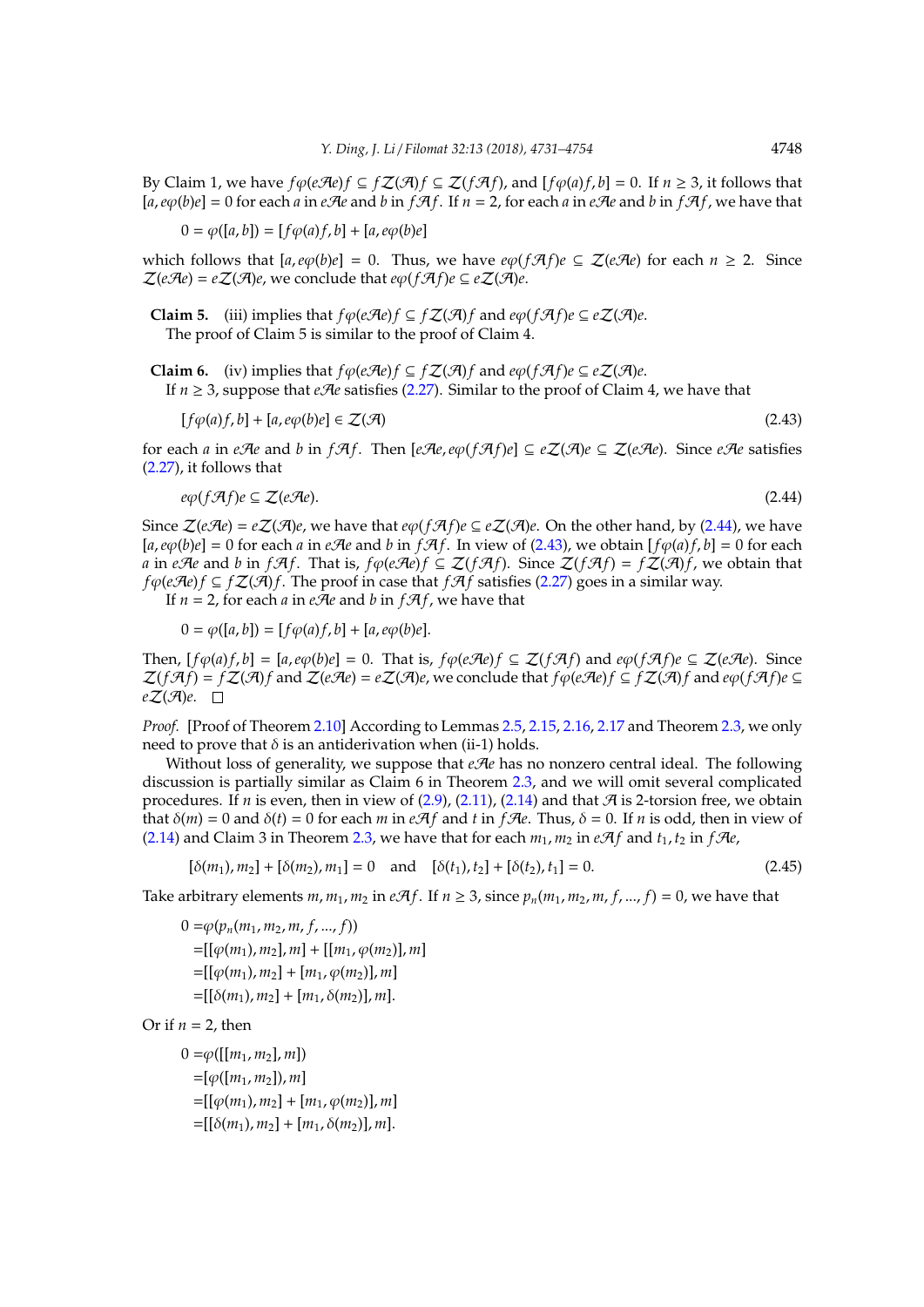By Claim 1, we have $f\varphi(e\mathcal{A}e)f \subseteq f\mathcal{Z}(\mathcal{A})f \subseteq \mathcal{Z}(f\mathcal{A}f)$, and $[f\varphi(a)f, b] = 0$. If $n \geq 3$, it follows that $[a, e\varphi(b)e] = 0$ for each $a$ in $e\mathcal{A}e$ and $b$ in $f\mathcal{A}f$. If $n = 2$, for each $a$ in $e\mathcal{A}e$ and $b$ in $f\mathcal{A}f$, we have that

$$0 = \varphi([a, b]) = [f\varphi(a)f, b] + [a, e\varphi(b)e]$$

which follows that $[a, e\varphi(b)e] = 0$. Thus, we have $e\varphi(f\mathcal{A}f)e \subseteq \mathcal{Z}(e\mathcal{A}e)$ for each $n \geq 2$. Since $\mathcal{Z}(e\mathcal{A}e) = e\mathcal{Z}(\mathcal{A})e$, we conclude that $e\varphi(f\mathcal{A}f)e \subseteq e\mathcal{Z}(\mathcal{A})e$.

**Claim 5.** (iii) implies that $f\varphi(e\mathcal{A}e)f \subseteq f\mathcal{Z}(\mathcal{A})f$ and $e\varphi(f\mathcal{A}f)e \subseteq e\mathcal{Z}(\mathcal{A})e$.

The proof of Claim 5 is similar to the proof of Claim 4.

**Claim 6.** (iv) implies that $f\varphi(e\mathcal{A}e)f \subseteq f\mathcal{Z}(\mathcal{A})f$ and $e\varphi(f\mathcal{A}f)e \subseteq e\mathcal{Z}(\mathcal{A})e$.

If $n \geq 3$, suppose that $e\mathcal{A}e$ satisfies (2.27). Similar to the proof of Claim 4, we have that

$$[f\varphi(a)f, b] + [a, e\varphi(b)e] \in \mathcal{Z}(\mathcal{A}) \tag{2.43}$$

for each $a$ in $e\mathcal{A}e$ and $b$ in $f\mathcal{A}f$. Then $[e\mathcal{A}e, e\varphi(f\mathcal{A}f)e] \subseteq e\mathcal{Z}(\mathcal{A})e \subseteq \mathcal{Z}(e\mathcal{A}e)$. Since $e\mathcal{A}e$ satisfies (2.27), it follows that

$$e\varphi(f\mathcal{A}f)e \subseteq \mathcal{Z}(e\mathcal{A}e). \tag{2.44}$$

Since $\mathcal{Z}(e\mathcal{A}e) = e\mathcal{Z}(\mathcal{A})e$, we have that $e\varphi(f\mathcal{A}f)e \subseteq e\mathcal{Z}(\mathcal{A})e$. On the other hand, by (2.44), we have $[a, e\varphi(b)e] = 0$ for each $a$ in $e\mathcal{A}e$ and $b$ in $f\mathcal{A}f$. In view of (2.43), we obtain $[f\varphi(a)f, b] = 0$ for each $a$ in $e\mathcal{A}e$ and $b$ in $f\mathcal{A}f$. That is, $f\varphi(e\mathcal{A}e)f \subseteq \mathcal{Z}(f\mathcal{A}f)$. Since $\mathcal{Z}(f\mathcal{A}f) = f\mathcal{Z}(\mathcal{A})f$, we obtain that $f\varphi(e\mathcal{A}e)f \subseteq f\mathcal{Z}(\mathcal{A})f$. The proof in case that $f\mathcal{A}f$ satisfies (2.27) goes in a similar way.

If $n = 2$, for each $a$ in $e\mathcal{A}e$ and $b$ in $f\mathcal{A}f$, we have that

$$0 = \varphi([a, b]) = [f\varphi(a)f, b] + [a, e\varphi(b)e].$$

Then, $[f\varphi(a)f, b] = [a, e\varphi(b)e] = 0$. That is, $f\varphi(e\mathcal{A}e)f \subseteq \mathcal{Z}(f\mathcal{A}f)$ and $e\varphi(f\mathcal{A}f)e \subseteq \mathcal{Z}(e\mathcal{A}e)$. Since $\mathcal{Z}(f\mathcal{A}f) = f\mathcal{Z}(\mathcal{A})f$ and $\mathcal{Z}(e\mathcal{A}e) = e\mathcal{Z}(\mathcal{A})e$, we conclude that $f\varphi(e\mathcal{A}e)f \subseteq f\mathcal{Z}(\mathcal{A})f$ and $e\varphi(f\mathcal{A}f)e \subseteq e\mathcal{Z}(\mathcal{A})e$. □

*Proof.* [Proof of Theorem 2.10] According to Lemmas 2.5, 2.15, 2.16, 2.17 and Theorem 2.3, we only need to prove that $\delta$ is an antiderivation when (ii-1) holds.

Without loss of generality, we suppose that $e\mathcal{A}e$ has no nonzero central ideal. The following discussion is partially similar as Claim 6 in Theorem 2.3, and we will omit several complicated procedures. If $n$ is even, then in view of (2.9), (2.11), (2.14) and that $\mathcal{A}$ is 2-torsion free, we obtain that $\delta(m) = 0$ and $\delta(t) = 0$ for each $m$ in $e\mathcal{A}f$ and $t$ in $f\mathcal{A}e$. Thus, $\delta = 0$. If $n$ is odd, then in view of (2.14) and Claim 3 in Theorem 2.3, we have that for each $m_1, m_2$ in $e\mathcal{A}f$ and $t_1, t_2$ in $f\mathcal{A}e$,

$$[\delta(m_1), m_2] + [\delta(m_2), m_1] = 0 \quad \text{and} \quad [\delta(t_1), t_2] + [\delta(t_2), t_1] = 0. \tag{2.45}$$

Take arbitrary elements $m, m_1, m_2$ in $e\mathcal{A}f$. If $n \geq 3$, since $p_n(m_1, m_2, m, f, ..., f) = 0$, we have that

$$\begin{aligned}
0 =& \varphi(p_n(m_1, m_2, m, f, ..., f)) \\
=& [[\varphi(m_1), m_2], m] + [[m_1, \varphi(m_2)], m] \\
=& [[\varphi(m_1), m_2] + [m_1, \varphi(m_2)], m] \\
=& [[\delta(m_1), m_2] + [m_1, \delta(m_2)], m].
\end{aligned}$$

Or if $n = 2$, then

$$\begin{aligned}
0 =& \varphi([[m_1, m_2], m]) \\
=& [\varphi([m_1, m_2]), m] \\
=& [[\varphi(m_1), m_2] + [m_1, \varphi(m_2)], m] \\
=& [[\delta(m_1), m_2] + [m_1, \delta(m_2)], m].
\end{aligned}$$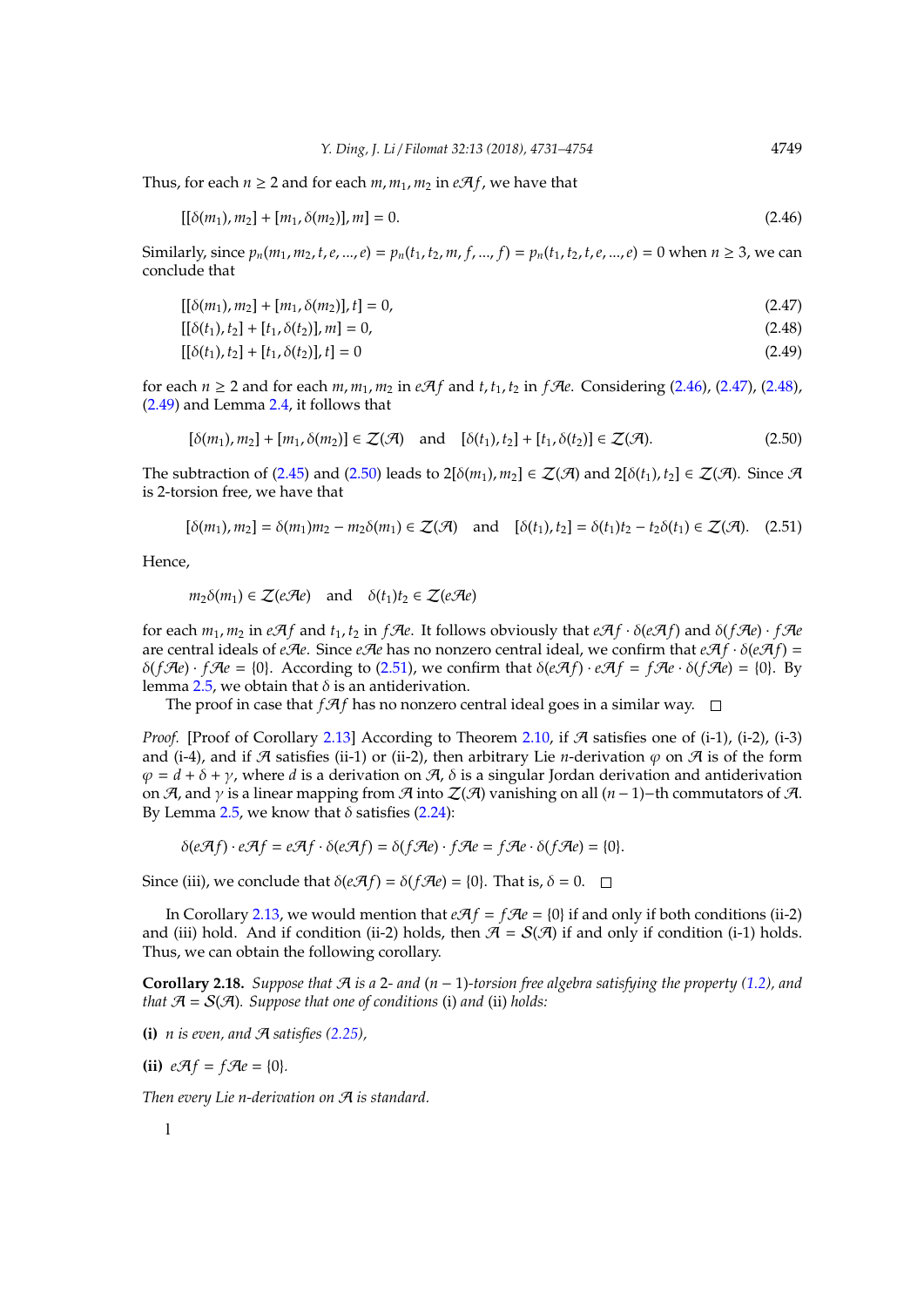Thus, for each $n \geq 2$ and for each $m, m_1, m_2$ in $e\mathcal{A}f$, we have that

$$[[\delta(m_1), m_2] + [m_1, \delta(m_2)], m] = 0. \tag{2.46}$$

Similarly, since $p_n(m_1, m_2, t, e, ..., e) = p_n(t_1, t_2, m, f, ..., f) = p_n(t_1, t_2, t, e, ..., e) = 0$ when $n \geq 3$, we can conclude that

$$[[\delta(m_1), m_2] + [m_1, \delta(m_2)], t] = 0, \tag{2.47}$$

$$[[\delta(t_1), t_2] + [t_1, \delta(t_2)], m] = 0, \tag{2.48}$$

$$[[\delta(t_1), t_2] + [t_1, \delta(t_2)], t] = 0 \tag{2.49}$$

for each $n \geq 2$ and for each $m, m_1, m_2$ in $e\mathcal{A}f$ and $t, t_1, t_2$ in $f\mathcal{A}e$. Considering (2.46), (2.47), (2.48), (2.49) and Lemma 2.4, it follows that

$$[\delta(m_1), m_2] + [m_1, \delta(m_2)] \in \mathcal{Z}(\mathcal{A}) \quad \text{and} \quad [\delta(t_1), t_2] + [t_1, \delta(t_2)] \in \mathcal{Z}(\mathcal{A}). \tag{2.50}$$

The subtraction of (2.45) and (2.50) leads to $2[\delta(m_1), m_2] \in \mathcal{Z}(\mathcal{A})$ and $2[\delta(t_1), t_2] \in \mathcal{Z}(\mathcal{A})$. Since $\mathcal{A}$ is 2-torsion free, we have that

$$[\delta(m_1), m_2] = \delta(m_1)m_2 - m_2\delta(m_1) \in \mathcal{Z}(\mathcal{A}) \quad \text{and} \quad [\delta(t_1), t_2] = \delta(t_1)t_2 - t_2\delta(t_1) \in \mathcal{Z}(\mathcal{A}). \tag{2.51}$$

Hence,

$$m_2\delta(m_1) \in \mathcal{Z}(e\mathcal{A}e) \quad \text{and} \quad \delta(t_1)t_2 \in \mathcal{Z}(e\mathcal{A}e)$$

for each $m_1, m_2$ in $e\mathcal{A}f$ and $t_1, t_2$ in $f\mathcal{A}e$. It follows obviously that $e\mathcal{A}f \cdot \delta(e\mathcal{A}f)$ and $\delta(f\mathcal{A}e) \cdot f\mathcal{A}e$ are central ideals of $e\mathcal{A}e$. Since $e\mathcal{A}e$ has no nonzero central ideal, we confirm that $e\mathcal{A}f \cdot \delta(e\mathcal{A}f) = \delta(f\mathcal{A}e) \cdot f\mathcal{A}e = \{0\}$. According to (2.51), we confirm that $\delta(e\mathcal{A}f) \cdot e\mathcal{A}f = f\mathcal{A}e \cdot \delta(f\mathcal{A}e) = \{0\}$. By lemma 2.5, we obtain that $\delta$ is an antiderivation.

The proof in case that $f\mathcal{A}f$ has no nonzero central ideal goes in a similar way. □

*Proof.* [Proof of Corollary 2.13] According to Theorem 2.10, if $\mathcal{A}$ satisfies one of (i-1), (i-2), (i-3) and (i-4), and if $\mathcal{A}$ satisfies (ii-1) or (ii-2), then arbitrary Lie $n$-derivation $\varphi$ on $\mathcal{A}$ is of the form $\varphi = d + \delta + \gamma$, where $d$ is a derivation on $\mathcal{A}$, $\delta$ is a singular Jordan derivation and antiderivation on $\mathcal{A}$, and $\gamma$ is a linear mapping from $\mathcal{A}$ into $\mathcal{Z}(\mathcal{A})$ vanishing on all $(n-1)$−th commutators of $\mathcal{A}$. By Lemma 2.5, we know that $\delta$ satisfies (2.24):

$$\delta(e\mathcal{A}f) \cdot e\mathcal{A}f = e\mathcal{A}f \cdot \delta(e\mathcal{A}f) = \delta(f\mathcal{A}e) \cdot f\mathcal{A}e = f\mathcal{A}e \cdot \delta(f\mathcal{A}e) = \{0\}.$$

Since (iii), we conclude that $\delta(e\mathcal{A}f) = \delta(f\mathcal{A}e) = \{0\}$. That is, $\delta = 0$. □

In Corollary 2.13, we would mention that $e\mathcal{A}f = f\mathcal{A}e = \{0\}$ if and only if both conditions (ii-2) and (iii) hold. And if condition (ii-2) holds, then $\mathcal{A} = \mathcal{S}(\mathcal{A})$ if and only if condition (i-1) holds. Thus, we can obtain the following corollary.

**Corollary 2.18.** *Suppose that $\mathcal{A}$ is a 2- and $(n-1)$-torsion free algebra satisfying the property (1.2), and that $\mathcal{A} = \mathcal{S}(\mathcal{A})$. Suppose that one of conditions* (i) *and* (ii) *holds:*

**(i)** *$n$ is even, and $\mathcal{A}$ satisfies (2.25),*

**(ii)** *$e\mathcal{A}f = f\mathcal{A}e = \{0\}$.*

*Then every Lie $n$-derivation on $\mathcal{A}$ is standard.*

1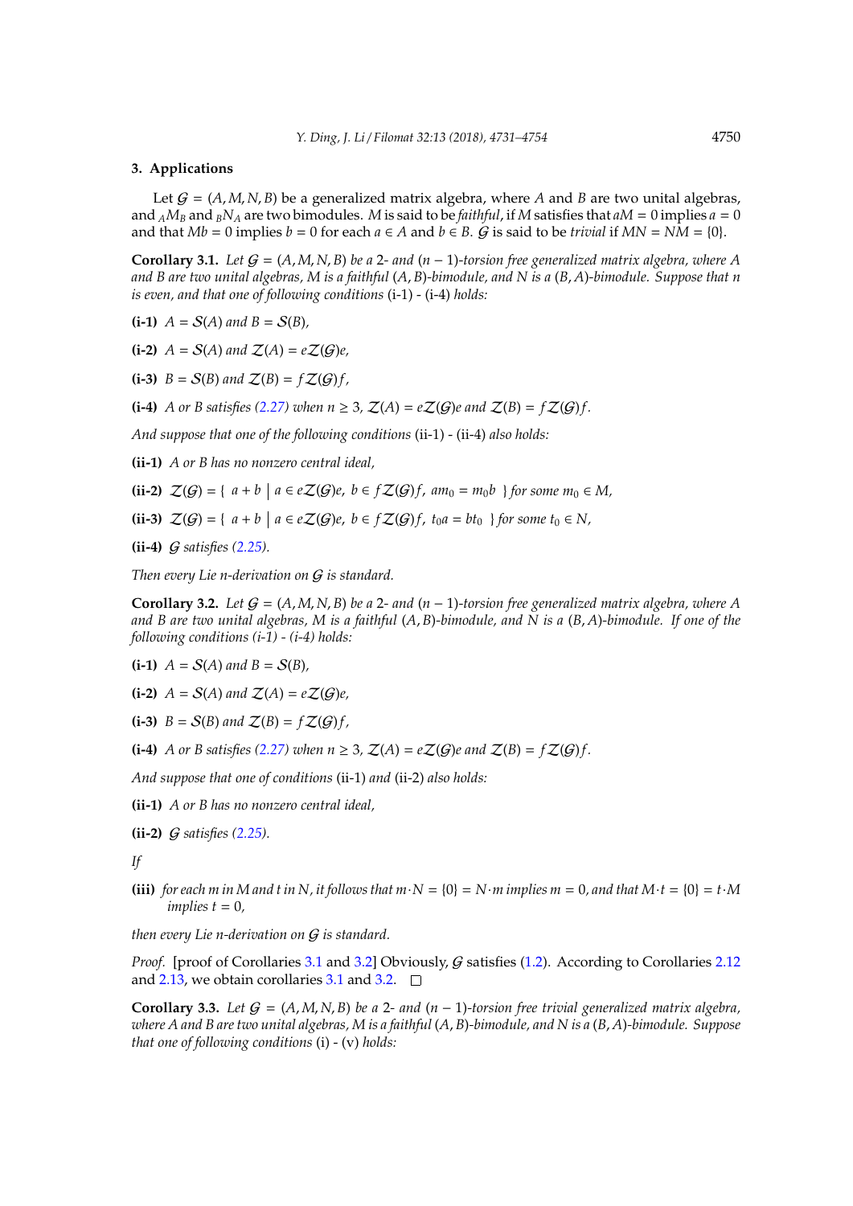## 3. Applications

Let $\mathcal{G} = (A, M, N, B)$ be a generalized matrix algebra, where $A$ and $B$ are two unital algebras, and ${}_AM_B$ and ${}_BN_A$ are two bimodules. $M$ is said to be *faithful*, if $M$ satisfies that $aM = 0$ implies $a = 0$ and that $Mb = 0$ implies $b = 0$ for each $a \in A$ and $b \in B$. $\mathcal{G}$ is said to be *trivial* if $MN = NM = \{0\}$.

**Corollary 3.1.** *Let $\mathcal{G} = (A, M, N, B)$ be a 2- and $(n-1)$-torsion free generalized matrix algebra, where $A$ and $B$ are two unital algebras, $M$ is a faithful $(A, B)$-bimodule, and $N$ is a $(B, A)$-bimodule. Suppose that $n$ is even, and that one of following conditions* (i-1) - (i-4) *holds:*

**(i-1)** *$A = \mathcal{S}(A)$ and $B = \mathcal{S}(B)$,*

**(i-2)** *$A = \mathcal{S}(A)$ and $\mathcal{Z}(A) = e\mathcal{Z}(\mathcal{G})e$,*

**(i-3)** *$B = \mathcal{S}(B)$ and $\mathcal{Z}(B) = f\mathcal{Z}(\mathcal{G})f$,*

**(i-4)** *$A$ or $B$ satisfies (2.27) when $n \geq 3$, $\mathcal{Z}(A) = e\mathcal{Z}(\mathcal{G})e$ and $\mathcal{Z}(B) = f\mathcal{Z}(\mathcal{G})f$.*

*And suppose that one of the following conditions* (ii-1) - (ii-4) *also holds:*

**(ii-1)** *$A$ or $B$ has no nonzero central ideal,*

**(ii-2)** *$\mathcal{Z}(\mathcal{G}) = \{\ a + b \mid a \in e\mathcal{Z}(\mathcal{G})e,\ b \in f\mathcal{Z}(\mathcal{G})f,\ am_0 = m_0b\ \}$ for some $m_0 \in M$,*

**(ii-3)** *$\mathcal{Z}(\mathcal{G}) = \{\ a + b \mid a \in e\mathcal{Z}(\mathcal{G})e,\ b \in f\mathcal{Z}(\mathcal{G})f,\ t_0a = bt_0\ \}$ for some $t_0 \in N$,*

**(ii-4)** *$\mathcal{G}$ satisfies (2.25).*

*Then every Lie $n$-derivation on $\mathcal{G}$ is standard.*

**Corollary 3.2.** *Let $\mathcal{G} = (A, M, N, B)$ be a 2- and $(n-1)$-torsion free generalized matrix algebra, where $A$ and $B$ are two unital algebras, $M$ is a faithful $(A, B)$-bimodule, and $N$ is a $(B, A)$-bimodule. If one of the following conditions (i-1) - (i-4) holds:*

**(i-1)** *$A = \mathcal{S}(A)$ and $B = \mathcal{S}(B)$,*

**(i-2)** *$A = \mathcal{S}(A)$ and $\mathcal{Z}(A) = e\mathcal{Z}(\mathcal{G})e$,*

**(i-3)** *$B = \mathcal{S}(B)$ and $\mathcal{Z}(B) = f\mathcal{Z}(\mathcal{G})f$,*

**(i-4)** *$A$ or $B$ satisfies (2.27) when $n \geq 3$, $\mathcal{Z}(A) = e\mathcal{Z}(\mathcal{G})e$ and $\mathcal{Z}(B) = f\mathcal{Z}(\mathcal{G})f$.*

*And suppose that one of conditions* (ii-1) *and* (ii-2) *also holds:*

**(ii-1)** *$A$ or $B$ has no nonzero central ideal,*

**(ii-2)** *$\mathcal{G}$ satisfies (2.25).*

*If*

**(iii)** *for each $m$ in $M$ and $t$ in $N$, it follows that $m \cdot N = \{0\} = N \cdot m$ implies $m = 0$, and that $M \cdot t = \{0\} = t \cdot M$ implies $t = 0$,*

*then every Lie $n$-derivation on $\mathcal{G}$ is standard.*

*Proof.* [proof of Corollaries 3.1 and 3.2] Obviously, $\mathcal{G}$ satisfies (1.2). According to Corollaries 2.12 and 2.13, we obtain corollaries 3.1 and 3.2. $\square$

**Corollary 3.3.** *Let $\mathcal{G} = (A, M, N, B)$ be a 2- and $(n-1)$-torsion free trivial generalized matrix algebra, where $A$ and $B$ are two unital algebras, $M$ is a faithful $(A, B)$-bimodule, and $N$ is a $(B, A)$-bimodule. Suppose that one of following conditions* (i) - (v) *holds:*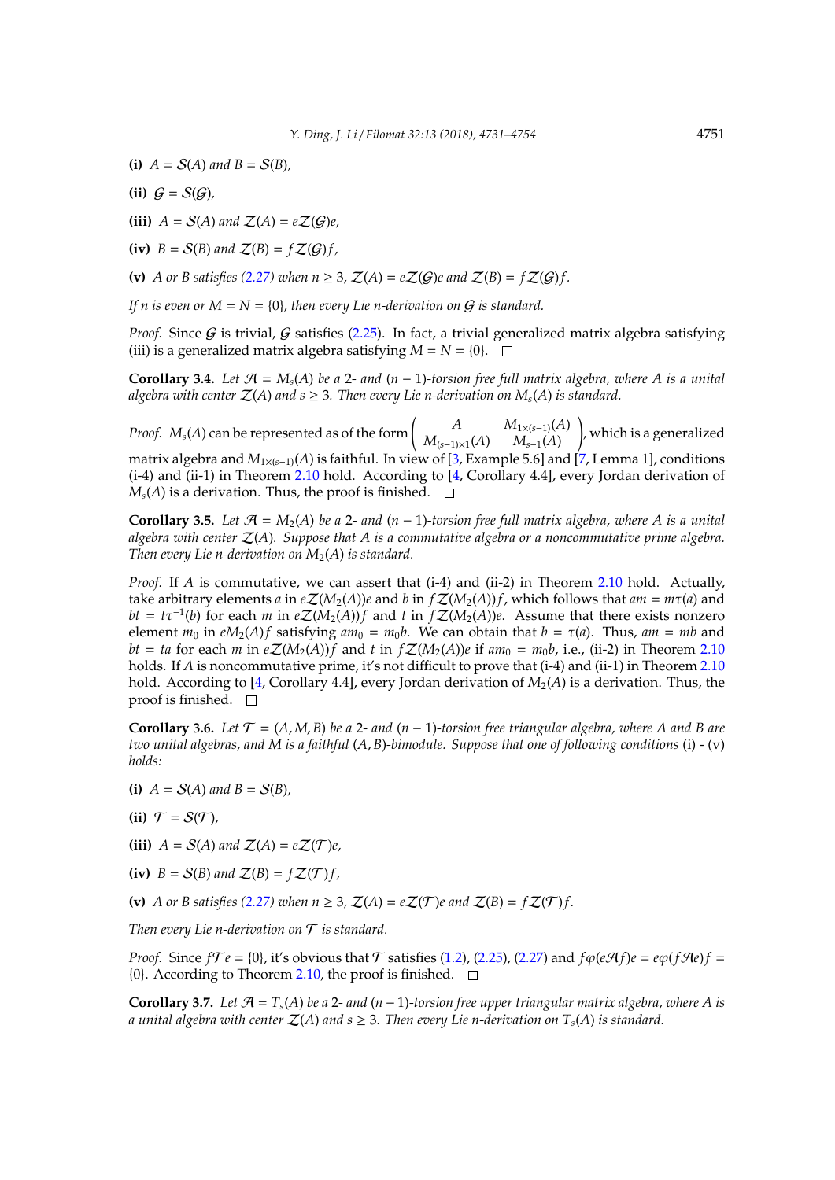**(i)** $A = \mathcal{S}(A)$ *and* $B = \mathcal{S}(B)$*,*

**(ii)** $\mathcal{G} = \mathcal{S}(\mathcal{G})$*,*

**(iii)** $A = \mathcal{S}(A)$ *and* $\mathcal{Z}(A) = e\mathcal{Z}(\mathcal{G})e$*,*

**(iv)** $B = \mathcal{S}(B)$ *and* $\mathcal{Z}(B) = f\mathcal{Z}(\mathcal{G})f$*,*

**(v)** *A or B satisfies (2.27) when* $n \geq 3$*,* $\mathcal{Z}(A) = e\mathcal{Z}(\mathcal{G})e$ *and* $\mathcal{Z}(B) = f\mathcal{Z}(\mathcal{G})f$*.*

*If n is even or* $M = N = \{0\}$*, then every Lie n-derivation on* $\mathcal{G}$ *is standard.*

*Proof.* Since $\mathcal{G}$ is trivial, $\mathcal{G}$ satisfies (2.25). In fact, a trivial generalized matrix algebra satisfying (iii) is a generalized matrix algebra satisfying $M = N = \{0\}$. □

**Corollary 3.4.** *Let* $\mathcal{A} = M_s(A)$ *be a 2- and* $(n-1)$*-torsion free full matrix algebra, where A is a unital algebra with center* $\mathcal{Z}(A)$ *and* $s \geq 3$*. Then every Lie n-derivation on* $M_s(A)$ *is standard.*

*Proof.* $M_s(A)$ can be represented as of the form $\begin{pmatrix} A & M_{1\times(s-1)}(A) \\ M_{(s-1)\times 1}(A) & M_{s-1}(A) \end{pmatrix}$, which is a generalized matrix algebra and $M_{1\times(s-1)}(A)$ is faithful. In view of [3, Example 5.6] and [7, Lemma 1], conditions (i-4) and (ii-1) in Theorem 2.10 hold. According to [4, Corollary 4.4], every Jordan derivation of $M_s(A)$ is a derivation. Thus, the proof is finished. □

**Corollary 3.5.** *Let* $\mathcal{A} = M_2(A)$ *be a 2- and* $(n-1)$*-torsion free full matrix algebra, where A is a unital algebra with center* $\mathcal{Z}(A)$*. Suppose that A is a commutative algebra or a noncommutative prime algebra. Then every Lie n-derivation on* $M_2(A)$ *is standard.*

*Proof.* If $A$ is commutative, we can assert that (i-4) and (ii-2) in Theorem 2.10 hold. Actually, take arbitrary elements $a$ in $e\mathcal{Z}(M_2(A))e$ and $b$ in $f\mathcal{Z}(M_2(A))f$, which follows that $am = m\tau(a)$ and $bt = t\tau^{-1}(b)$ for each $m$ in $e\mathcal{Z}(M_2(A))f$ and $t$ in $f\mathcal{Z}(M_2(A))e$. Assume that there exists nonzero element $m_0$ in $eM_2(A)f$ satisfying $am_0 = m_0b$. We can obtain that $b = \tau(a)$. Thus, $am = mb$ and $bt = ta$ for each $m$ in $e\mathcal{Z}(M_2(A))f$ and $t$ in $f\mathcal{Z}(M_2(A))e$ if $am_0 = m_0b$, i.e., (ii-2) in Theorem 2.10 holds. If $A$ is noncommutative prime, it's not difficult to prove that (i-4) and (ii-1) in Theorem 2.10 hold. According to [4, Corollary 4.4], every Jordan derivation of $M_2(A)$ is a derivation. Thus, the proof is finished. □

**Corollary 3.6.** *Let* $\mathcal{T} = (A, M, B)$ *be a 2- and* $(n-1)$*-torsion free triangular algebra, where A and B are two unital algebras, and M is a faithful* $(A, B)$*-bimodule. Suppose that one of following conditions* (i) - (v) *holds:*

**(i)** $A = \mathcal{S}(A)$ *and* $B = \mathcal{S}(B)$*,*

**(ii)** $\mathcal{T} = \mathcal{S}(\mathcal{T})$*,*

**(iii)** $A = \mathcal{S}(A)$ *and* $\mathcal{Z}(A) = e\mathcal{Z}(\mathcal{T})e$*,*

**(iv)** $B = \mathcal{S}(B)$ *and* $\mathcal{Z}(B) = f\mathcal{Z}(\mathcal{T})f$*,*

**(v)** *A or B satisfies (2.27) when* $n \geq 3$*,* $\mathcal{Z}(A) = e\mathcal{Z}(\mathcal{T})e$ *and* $\mathcal{Z}(B) = f\mathcal{Z}(\mathcal{T})f$*.*

*Then every Lie n-derivation on* $\mathcal{T}$ *is standard.*

*Proof.* Since $f\mathcal{T}e = \{0\}$, it's obvious that $\mathcal{T}$ satisfies (1.2), (2.25), (2.27) and $f\varphi(e\mathcal{A}f)e = e\varphi(f\mathcal{A}e)f = \{0\}$. According to Theorem 2.10, the proof is finished. □

**Corollary 3.7.** *Let* $\mathcal{A} = T_s(A)$ *be a 2- and* $(n-1)$*-torsion free upper triangular matrix algebra, where A is a unital algebra with center* $\mathcal{Z}(A)$ *and* $s \geq 3$*. Then every Lie n-derivation on* $T_s(A)$ *is standard.*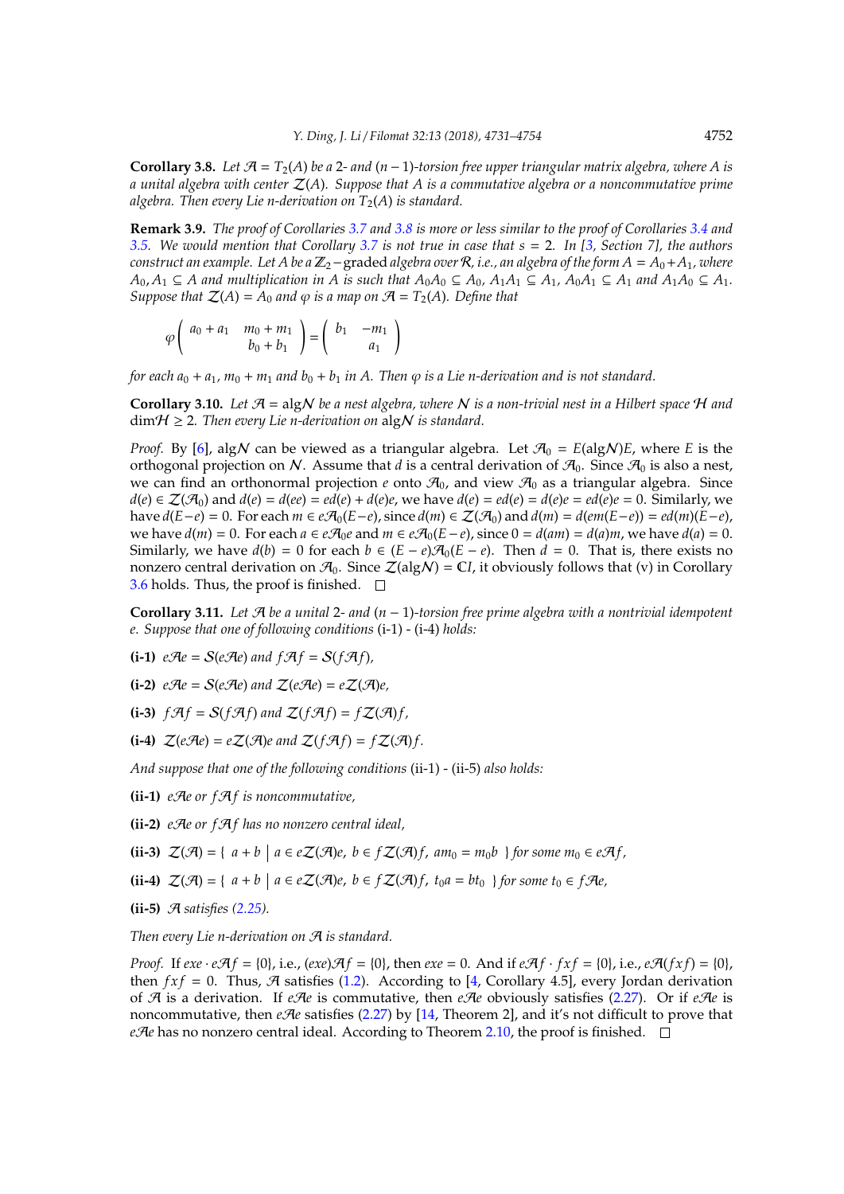**Corollary 3.8.** *Let $\mathcal{A} = T_2(A)$ be a 2- and $(n-1)$-torsion free upper triangular matrix algebra, where $A$ is a unital algebra with center $\mathcal{Z}(A)$. Suppose that $A$ is a commutative algebra or a noncommutative prime algebra. Then every Lie $n$-derivation on $T_2(A)$ is standard.*

**Remark 3.9.** *The proof of Corollaries 3.7 and 3.8 is more or less similar to the proof of Corollaries 3.4 and 3.5. We would mention that Corollary 3.7 is not true in case that $s = 2$. In [3, Section 7], the authors construct an example. Let $A$ be a $\mathbb{Z}_2$−graded algebra over $\mathcal{R}$, i.e., an algebra of the form $A = A_0 + A_1$, where $A_0, A_1 \subseteq A$ and multiplication in $A$ is such that $A_0A_0 \subseteq A_0$, $A_1A_1 \subseteq A_1$, $A_0A_1 \subseteq A_1$ and $A_1A_0 \subseteq A_1$. Suppose that $\mathcal{Z}(A) = A_0$ and $\varphi$ is a map on $\mathcal{A} = T_2(A)$. Define that*

$$
\varphi\begin{pmatrix} a_0 + a_1 & m_0 + m_1 \\ & b_0 + b_1 \end{pmatrix} = \begin{pmatrix} b_1 & -m_1 \\ & a_1 \end{pmatrix}
$$

*for each $a_0 + a_1$, $m_0 + m_1$ and $b_0 + b_1$ in $A$. Then $\varphi$ is a Lie $n$-derivation and is not standard.*

**Corollary 3.10.** *Let $\mathcal{A} = \mathrm{alg}\mathcal{N}$ be a nest algebra, where $\mathcal{N}$ is a non-trivial nest in a Hilbert space $\mathcal{H}$ and $\dim\mathcal{H} \geq 2$. Then every Lie $n$-derivation on $\mathrm{alg}\mathcal{N}$ is standard.*

*Proof.* By [6], $\mathrm{alg}\mathcal{N}$ can be viewed as a triangular algebra. Let $\mathcal{A}_0 = E(\mathrm{alg}\mathcal{N})E$, where $E$ is the orthogonal projection on $\mathcal{N}$. Assume that $d$ is a central derivation of $\mathcal{A}_0$. Since $\mathcal{A}_0$ is also a nest, we can find an orthonormal projection $e$ onto $\mathcal{A}_0$, and view $\mathcal{A}_0$ as a triangular algebra. Since $d(e) \in \mathcal{Z}(\mathcal{A}_0)$ and $d(e) = d(ee) = ed(e) + d(e)e$, we have $d(e) = ed(e) = d(e)e = ed(e)e = 0$. Similarly, we have $d(E-e) = 0$. For each $m \in e\mathcal{A}_0(E-e)$, since $d(m) \in \mathcal{Z}(\mathcal{A}_0)$ and $d(m) = d(em(E-e)) = ed(m)(E-e)$, we have $d(m) = 0$. For each $a \in e\mathcal{A}_0e$ and $m \in e\mathcal{A}_0(E-e)$, since $0 = d(am) = d(a)m$, we have $d(a) = 0$. Similarly, we have $d(b) = 0$ for each $b \in (E-e)\mathcal{A}_0(E-e)$. Then $d = 0$. That is, there exists no nonzero central derivation on $\mathcal{A}_0$. Since $\mathcal{Z}(\mathrm{alg}\mathcal{N}) = \mathbb{C}I$, it obviously follows that (v) in Corollary 3.6 holds. Thus, the proof is finished. □

**Corollary 3.11.** *Let $\mathcal{A}$ be a unital 2- and $(n-1)$-torsion free prime algebra with a nontrivial idempotent $e$. Suppose that one of following conditions* (i-1) - (i-4) *holds:*

**(i-1)** *$e\mathcal{A}e = \mathcal{S}(e\mathcal{A}e)$ and $f\mathcal{A}f = \mathcal{S}(f\mathcal{A}f)$,*

**(i-2)** *$e\mathcal{A}e = \mathcal{S}(e\mathcal{A}e)$ and $\mathcal{Z}(e\mathcal{A}e) = e\mathcal{Z}(\mathcal{A})e$,*

**(i-3)** *$f\mathcal{A}f = \mathcal{S}(f\mathcal{A}f)$ and $\mathcal{Z}(f\mathcal{A}f) = f\mathcal{Z}(\mathcal{A})f$,*

**(i-4)** *$\mathcal{Z}(e\mathcal{A}e) = e\mathcal{Z}(\mathcal{A})e$ and $\mathcal{Z}(f\mathcal{A}f) = f\mathcal{Z}(\mathcal{A})f$.*

*And suppose that one of the following conditions* (ii-1) - (ii-5) *also holds:*

**(ii-1)** *$e\mathcal{A}e$ or $f\mathcal{A}f$ is noncommutative,*

**(ii-2)** *$e\mathcal{A}e$ or $f\mathcal{A}f$ has no nonzero central ideal,*

**(ii-3)** *$\mathcal{Z}(\mathcal{A}) = \{\ a + b \mid a \in e\mathcal{Z}(\mathcal{A})e,\ b \in f\mathcal{Z}(\mathcal{A})f,\ am_0 = m_0b\ \}$ for some $m_0 \in e\mathcal{A}f$,*

**(ii-4)** *$\mathcal{Z}(\mathcal{A}) = \{\ a + b \mid a \in e\mathcal{Z}(\mathcal{A})e,\ b \in f\mathcal{Z}(\mathcal{A})f,\ t_0a = bt_0\ \}$ for some $t_0 \in f\mathcal{A}e$,*

**(ii-5)** *$\mathcal{A}$ satisfies (2.25).*

*Then every Lie $n$-derivation on $\mathcal{A}$ is standard.*

*Proof.* If $exe \cdot e\mathcal{A}f = \{0\}$, i.e., $(exe)\mathcal{A}f = \{0\}$, then $exe = 0$. And if $e\mathcal{A}f \cdot fxf = \{0\}$, i.e., $e\mathcal{A}(fxf) = \{0\}$, then $fxf = 0$. Thus, $\mathcal{A}$ satisfies (1.2). According to [4, Corollary 4.5], every Jordan derivation of $\mathcal{A}$ is a derivation. If $e\mathcal{A}e$ is commutative, then $e\mathcal{A}e$ obviously satisfies (2.27). Or if $e\mathcal{A}e$ is noncommutative, then $e\mathcal{A}e$ satisfies (2.27) by [14, Theorem 2], and it's not difficult to prove that $e\mathcal{A}e$ has no nonzero central ideal. According to Theorem 2.10, the proof is finished. □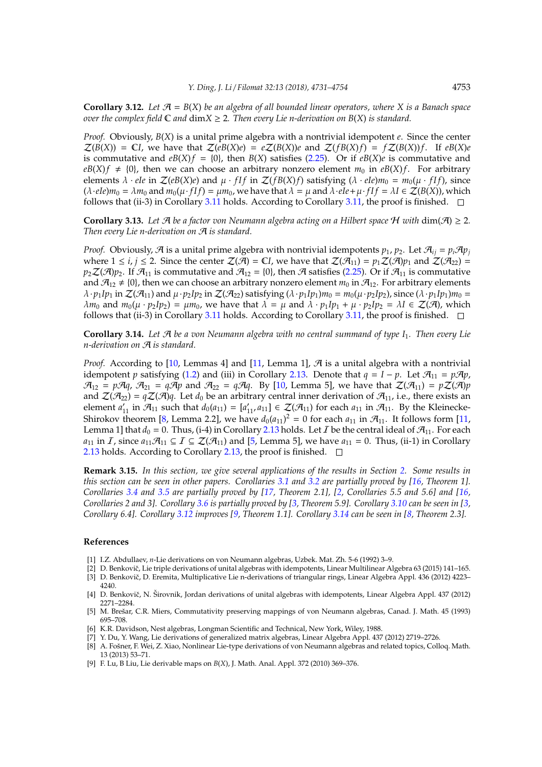**Corollary 3.12.** *Let $\mathcal{A} = B(X)$ be an algebra of all bounded linear operators, where $X$ is a Banach space over the complex field $\mathbb{C}$ and $\dim X \geq 2$. Then every Lie $n$-derivation on $B(X)$ is standard.*

*Proof.* Obviously, $B(X)$ is a unital prime algebra with a nontrivial idempotent $e$. Since the center $\mathcal{Z}(B(X)) = \mathbb{C}I$, we have that $\mathcal{Z}(eB(X)e) = e\mathcal{Z}(B(X))e$ and $\mathcal{Z}(fB(X)f) = f\mathcal{Z}(B(X))f$. If $eB(X)e$ is commutative and $eB(X)f = \{0\}$, then $B(X)$ satisfies (2.25). Or if $eB(X)e$ is commutative and $eB(X)f \neq \{0\}$, then we can choose an arbitrary nonzero element $m_0$ in $eB(X)f$. For arbitrary elements $\lambda \cdot eIe$ in $\mathcal{Z}(eB(X)e)$ and $\mu \cdot fIf$ in $\mathcal{Z}(fB(X)f)$ satisfying $(\lambda \cdot eIe)m_0 = m_0(\mu \cdot fIf)$, since $(\lambda \cdot eIe)m_0 = \lambda m_0$ and $m_0(\mu \cdot fIf) = \mu m_0$, we have that $\lambda = \mu$ and $\lambda \cdot eIe + \mu \cdot fIf = \lambda I \in \mathcal{Z}(B(X))$, which follows that (ii-3) in Corollary 3.11 holds. According to Corollary 3.11, the proof is finished. □

**Corollary 3.13.** *Let $\mathcal{A}$ be a factor von Neumann algebra acting on a Hilbert space $\mathcal{H}$ with $\dim(\mathcal{A}) \geq 2$. Then every Lie $n$-derivation on $\mathcal{A}$ is standard.*

*Proof.* Obviously, $\mathcal{A}$ is a unital prime algebra with nontrivial idempotents $p_1, p_2$. Let $\mathcal{A}_{ij} = p_i\mathcal{A}p_j$ where $1 \leq i, j \leq 2$. Since the center $\mathcal{Z}(\mathcal{A}) = \mathbb{C}I$, we have that $\mathcal{Z}(\mathcal{A}_{11}) = p_1\mathcal{Z}(\mathcal{A})p_1$ and $\mathcal{Z}(\mathcal{A}_{22}) = p_2\mathcal{Z}(\mathcal{A})p_2$. If $\mathcal{A}_{11}$ is commutative and $\mathcal{A}_{12} = \{0\}$, then $\mathcal{A}$ satisfies (2.25). Or if $\mathcal{A}_{11}$ is commutative and $\mathcal{A}_{12} \neq \{0\}$, then we can choose an arbitrary nonzero element $m_0$ in $\mathcal{A}_{12}$. For arbitrary elements $\lambda \cdot p_1Ip_1$ in $\mathcal{Z}(\mathcal{A}_{11})$ and $\mu \cdot p_2Ip_2$ in $\mathcal{Z}(\mathcal{A}_{22})$ satisfying $(\lambda \cdot p_1Ip_1)m_0 = m_0(\mu \cdot p_2Ip_2)$, since $(\lambda \cdot p_1Ip_1)m_0 = \lambda m_0$ and $m_0(\mu \cdot p_2Ip_2) = \mu m_0$, we have that $\lambda = \mu$ and $\lambda \cdot p_1Ip_1 + \mu \cdot p_2Ip_2 = \lambda I \in \mathcal{Z}(\mathcal{A})$, which follows that (ii-3) in Corollary 3.11 holds. According to Corollary 3.11, the proof is finished. □

**Corollary 3.14.** *Let $\mathcal{A}$ be a von Neumann algebra with no central summand of type $I_1$. Then every Lie $n$-derivation on $\mathcal{A}$ is standard.*

*Proof.* According to [10, Lemmas 4] and [11, Lemma 1], $\mathcal{A}$ is a unital algebra with a nontrivial idempotent $p$ satisfying (1.2) and (iii) in Corollary 2.13. Denote that $q = I - p$. Let $\mathcal{A}_{11} = p\mathcal{A}p$, $\mathcal{A}_{12} = p\mathcal{A}q$, $\mathcal{A}_{21} = q\mathcal{A}p$ and $\mathcal{A}_{22} = q\mathcal{A}q$. By [10, Lemma 5], we have that $\mathcal{Z}(\mathcal{A}_{11}) = p\mathcal{Z}(\mathcal{A})p$ and $\mathcal{Z}(\mathcal{A}_{22}) = q\mathcal{Z}(\mathcal{A})q$. Let $d_0$ be an arbitrary central inner derivation of $\mathcal{A}_{11}$, i.e., there exists an element $a'_{11}$ in $\mathcal{A}_{11}$ such that $d_0(a_{11}) = [a'_{11}, a_{11}] \in \mathcal{Z}(\mathcal{A}_{11})$ for each $a_{11}$ in $\mathcal{A}_{11}$. By the Kleinecke-Shirokov theorem [8, Lemma 2.2], we have $d_0(a_{11})^2 = 0$ for each $a_{11}$ in $\mathcal{A}_{11}$. It follows form [11, Lemma 1] that $d_0 = 0$. Thus, (i-4) in Corollary 2.13 holds. Let $\mathcal{I}$ be the central ideal of $\mathcal{A}_{11}$. For each $a_{11}$ in $\mathcal{I}$, since $a_{11}\mathcal{A}_{11} \subseteq \mathcal{I} \subseteq \mathcal{Z}(\mathcal{A}_{11})$ and [5, Lemma 5], we have $a_{11} = 0$. Thus, (ii-1) in Corollary 2.13 holds. According to Corollary 2.13, the proof is finished. □

**Remark 3.15.** *In this section, we give several applications of the results in Section 2. Some results in this section can be seen in other papers. Corollaries 3.1 and 3.2 are partially proved by [16, Theorem 1]. Corollaries 3.4 and 3.5 are partially proved by [17, Theorem 2.1], [2, Corollaries 5.5 and 5.6] and [16, Corollaries 2 and 3]. Corollary 3.6 is partially proved by [3, Theorem 5.9]. Corollary 3.10 can be seen in [3, Corollary 6.4]. Corollary 3.12 improves [9, Theorem 1.1]. Corollary 3.14 can be seen in [8, Theorem 2.3].*

## References

[1] I.Z. Abdullaev, $n$-Lie derivations on von Neumann algebras, Uzbek. Mat. Zh. 5-6 (1992) 3–9.

[2] D. Benkovič, Lie triple derivations of unital algebras with idempotents, Linear Multilinear Algebra 63 (2015) 141–165.

[3] D. Benkovič, D. Eremita, Multiplicative Lie n-derivations of triangular rings, Linear Algebra Appl. 436 (2012) 4223–4240.

[4] D. Benkovič, N. Širovnik, Jordan derivations of unital algebras with idempotents, Linear Algebra Appl. 437 (2012) 2271–2284.

[5] M. Brešar, C.R. Miers, Commutativity preserving mappings of von Neumann algebras, Canad. J. Math. 45 (1993) 695–708.

[6] K.R. Davidson, Nest algebras, Longman Scientific and Technical, New York, Wiley, 1988.

[7] Y. Du, Y. Wang, Lie derivations of generalized matrix algebras, Linear Algebra Appl. 437 (2012) 2719–2726.

[8] A. Fošner, F. Wei, Z. Xiao, Nonlinear Lie-type derivations of von Neumann algebras and related topics, Colloq. Math. 13 (2013) 53–71.

[9] F. Lu, B Liu, Lie derivable maps on $B(X)$, J. Math. Anal. Appl. 372 (2010) 369–376.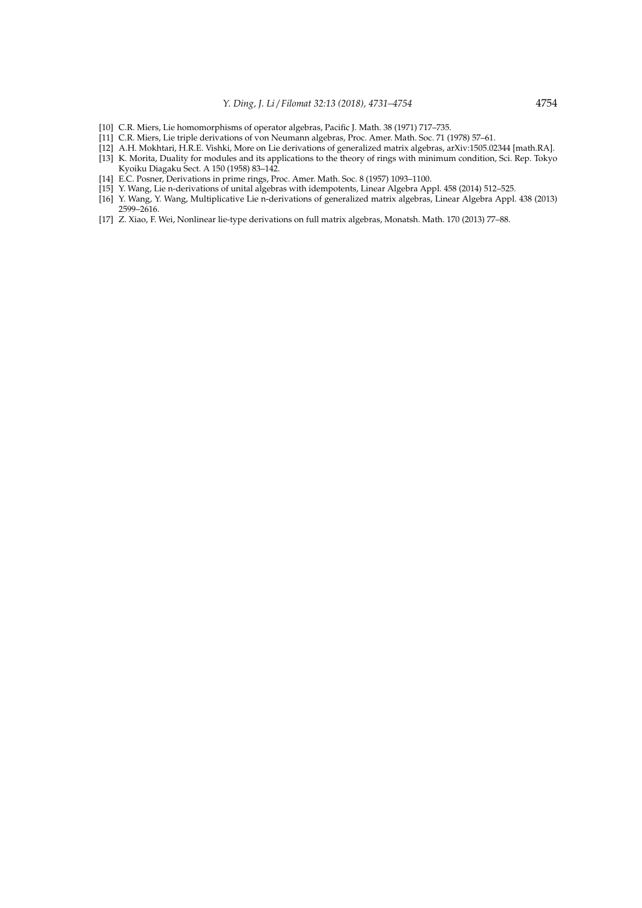[10] C.R. Miers, Lie homomorphisms of operator algebras, Pacific J. Math. 38 (1971) 717–735.

[11] C.R. Miers, Lie triple derivations of von Neumann algebras, Proc. Amer. Math. Soc. 71 (1978) 57–61.

[12] A.H. Mokhtari, H.R.E. Vishki, More on Lie derivations of generalized matrix algebras, arXiv:1505.02344 [math.RA].

[13] K. Morita, Duality for modules and its applications to the theory of rings with minimum condition, Sci. Rep. Tokyo Kyoiku Diagaku Sect. A 150 (1958) 83–142.

[14] E.C. Posner, Derivations in prime rings, Proc. Amer. Math. Soc. 8 (1957) 1093–1100.

[15] Y. Wang, Lie n-derivations of unital algebras with idempotents, Linear Algebra Appl. 458 (2014) 512–525.

[16] Y. Wang, Y. Wang, Multiplicative Lie n-derivations of generalized matrix algebras, Linear Algebra Appl. 438 (2013) 2599–2616.

[17] Z. Xiao, F. Wei, Nonlinear lie-type derivations on full matrix algebras, Monatsh. Math. 170 (2013) 77–88.